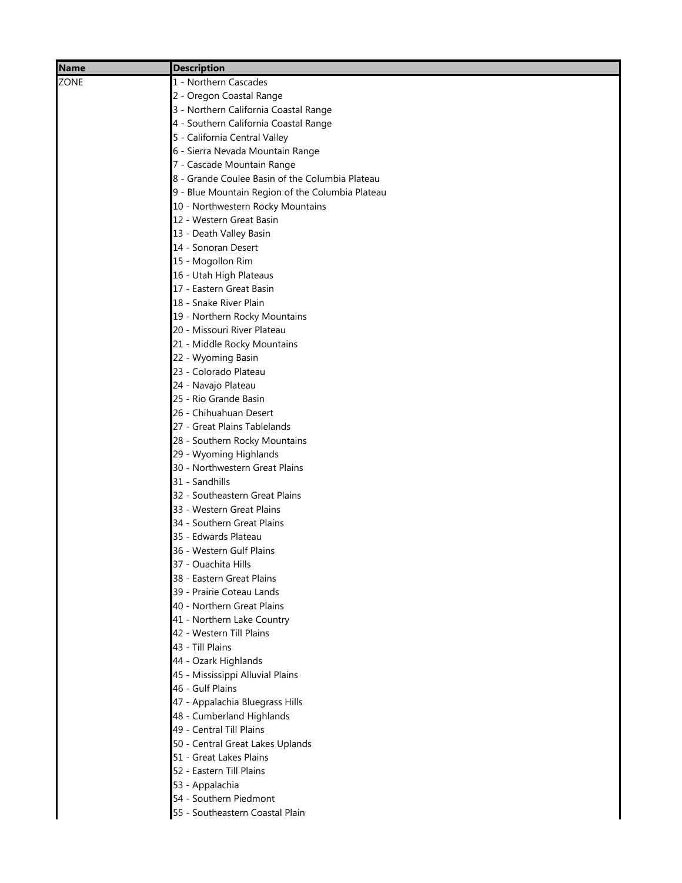| Name | Description |
| --- | --- |
| ZONE | 1 - Northern Cascades |
| | 2 - Oregon Coastal Range |
| | 3 - Northern California Coastal Range |
| | 4 - Southern California Coastal Range |
| | 5 - California Central Valley |
| | 6 - Sierra Nevada Mountain Range |
| | 7 - Cascade Mountain Range |
| | 8 - Grande Coulee Basin of the Columbia Plateau |
| | 9 - Blue Mountain Region of the Columbia Plateau |
| | 10 - Northwestern Rocky Mountains |
| | 12 - Western Great Basin |
| | 13 - Death Valley Basin |
| | 14 - Sonoran Desert |
| | 15 - Mogollon Rim |
| | 16 - Utah High Plateaus |
| | 17 - Eastern Great Basin |
| | 18 - Snake River Plain |
| | 19 - Northern Rocky Mountains |
| | 20 - Missouri River Plateau |
| | 21 - Middle Rocky Mountains |
| | 22 - Wyoming Basin |
| | 23 - Colorado Plateau |
| | 24 - Navajo Plateau |
| | 25 - Rio Grande Basin |
| | 26 - Chihuahuan Desert |
| | 27 - Great Plains Tablelands |
| | 28 - Southern Rocky Mountains |
| | 29 - Wyoming Highlands |
| | 30 - Northwestern Great Plains |
| | 31 - Sandhills |
| | 32 - Southeastern Great Plains |
| | 33 - Western Great Plains |
| | 34 - Southern Great Plains |
| | 35 - Edwards Plateau |
| | 36 - Western Gulf Plains |
| | 37 - Ouachita Hills |
| | 38 - Eastern Great Plains |
| | 39 - Prairie Coteau Lands |
| | 40 - Northern Great Plains |
| | 41 - Northern Lake Country |
| | 42 - Western Till Plains |
| | 43 - Till Plains |
| | 44 - Ozark Highlands |
| | 45 - Mississippi Alluvial Plains |
| | 46 - Gulf Plains |
| | 47 - Appalachia Bluegrass Hills |
| | 48 - Cumberland Highlands |
| | 49 - Central Till Plains |
| | 50 - Central Great Lakes Uplands |
| | 51 - Great Lakes Plains |
| | 52 - Eastern Till Plains |
| | 53 - Appalachia |
| | 54 - Southern Piedmont |
| | 55 - Southeastern Coastal Plain |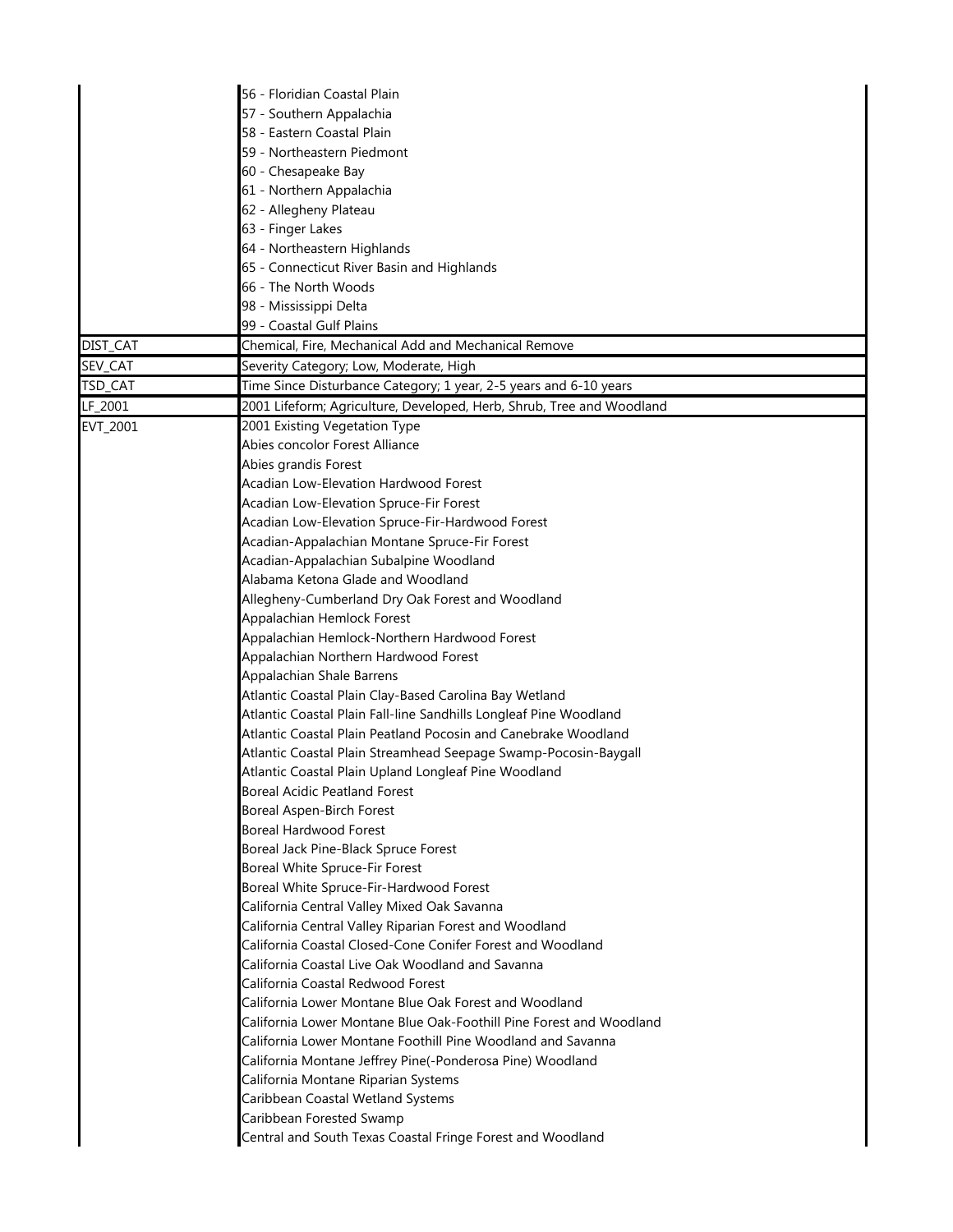| | |
|---|---|
| | 56 - Floridian Coastal Plain<br>57 - Southern Appalachia<br>58 - Eastern Coastal Plain<br>59 - Northeastern Piedmont<br>60 - Chesapeake Bay<br>61 - Northern Appalachia<br>62 - Allegheny Plateau<br>63 - Finger Lakes<br>64 - Northeastern Highlands<br>65 - Connecticut River Basin and Highlands<br>66 - The North Woods<br>98 - Mississippi Delta<br>99 - Coastal Gulf Plains |
| DIST_CAT | Chemical, Fire, Mechanical Add and Mechanical Remove |
| SEV_CAT | Severity Category; Low, Moderate, High |
| TSD_CAT | Time Since Disturbance Category; 1 year, 2-5 years and 6-10 years |
| LF_2001 | 2001 Lifeform; Agriculture, Developed, Herb, Shrub, Tree and Woodland |
| EVT_2001 | 2001 Existing Vegetation Type<br>Abies concolor Forest Alliance<br>Abies grandis Forest<br>Acadian Low-Elevation Hardwood Forest<br>Acadian Low-Elevation Spruce-Fir Forest<br>Acadian Low-Elevation Spruce-Fir-Hardwood Forest<br>Acadian-Appalachian Montane Spruce-Fir Forest<br>Acadian-Appalachian Subalpine Woodland<br>Alabama Ketona Glade and Woodland<br>Allegheny-Cumberland Dry Oak Forest and Woodland<br>Appalachian Hemlock Forest<br>Appalachian Hemlock-Northern Hardwood Forest<br>Appalachian Northern Hardwood Forest<br>Appalachian Shale Barrens<br>Atlantic Coastal Plain Clay-Based Carolina Bay Wetland<br>Atlantic Coastal Plain Fall-line Sandhills Longleaf Pine Woodland<br>Atlantic Coastal Plain Peatland Pocosin and Canebrake Woodland<br>Atlantic Coastal Plain Streamhead Seepage Swamp-Pocosin-Baygall<br>Atlantic Coastal Plain Upland Longleaf Pine Woodland<br>Boreal Acidic Peatland Forest<br>Boreal Aspen-Birch Forest<br>Boreal Hardwood Forest<br>Boreal Jack Pine-Black Spruce Forest<br>Boreal White Spruce-Fir Forest<br>Boreal White Spruce-Fir-Hardwood Forest<br>California Central Valley Mixed Oak Savanna<br>California Central Valley Riparian Forest and Woodland<br>California Coastal Closed-Cone Conifer Forest and Woodland<br>California Coastal Live Oak Woodland and Savanna<br>California Coastal Redwood Forest<br>California Lower Montane Blue Oak Forest and Woodland<br>California Lower Montane Blue Oak-Foothill Pine Forest and Woodland<br>California Lower Montane Foothill Pine Woodland and Savanna<br>California Montane Jeffrey Pine(-Ponderosa Pine) Woodland<br>California Montane Riparian Systems<br>Caribbean Coastal Wetland Systems<br>Caribbean Forested Swamp<br>Central and South Texas Coastal Fringe Forest and Woodland |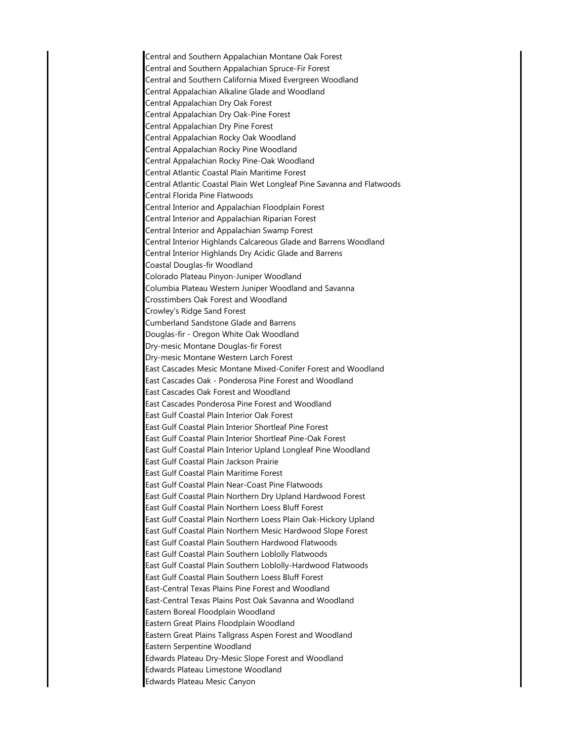Central and Southern Appalachian Montane Oak Forest
Central and Southern Appalachian Spruce-Fir Forest
Central and Southern California Mixed Evergreen Woodland
Central Appalachian Alkaline Glade and Woodland
Central Appalachian Dry Oak Forest
Central Appalachian Dry Oak-Pine Forest
Central Appalachian Dry Pine Forest
Central Appalachian Rocky Oak Woodland
Central Appalachian Rocky Pine Woodland
Central Appalachian Rocky Pine-Oak Woodland
Central Atlantic Coastal Plain Maritime Forest
Central Atlantic Coastal Plain Wet Longleaf Pine Savanna and Flatwoods
Central Florida Pine Flatwoods
Central Interior and Appalachian Floodplain Forest
Central Interior and Appalachian Riparian Forest
Central Interior and Appalachian Swamp Forest
Central Interior Highlands Calcareous Glade and Barrens Woodland
Central Interior Highlands Dry Acidic Glade and Barrens
Coastal Douglas-fir Woodland
Colorado Plateau Pinyon-Juniper Woodland
Columbia Plateau Western Juniper Woodland and Savanna
Crosstimbers Oak Forest and Woodland
Crowley's Ridge Sand Forest
Cumberland Sandstone Glade and Barrens
Douglas-fir - Oregon White Oak Woodland
Dry-mesic Montane Douglas-fir Forest
Dry-mesic Montane Western Larch Forest
East Cascades Mesic Montane Mixed-Conifer Forest and Woodland
East Cascades Oak - Ponderosa Pine Forest and Woodland
East Cascades Oak Forest and Woodland
East Cascades Ponderosa Pine Forest and Woodland
East Gulf Coastal Plain Interior Oak Forest
East Gulf Coastal Plain Interior Shortleaf Pine Forest
East Gulf Coastal Plain Interior Shortleaf Pine-Oak Forest
East Gulf Coastal Plain Interior Upland Longleaf Pine Woodland
East Gulf Coastal Plain Jackson Prairie
East Gulf Coastal Plain Maritime Forest
East Gulf Coastal Plain Near-Coast Pine Flatwoods
East Gulf Coastal Plain Northern Dry Upland Hardwood Forest
East Gulf Coastal Plain Northern Loess Bluff Forest
East Gulf Coastal Plain Northern Loess Plain Oak-Hickory Upland
East Gulf Coastal Plain Northern Mesic Hardwood Slope Forest
East Gulf Coastal Plain Southern Hardwood Flatwoods
East Gulf Coastal Plain Southern Loblolly Flatwoods
East Gulf Coastal Plain Southern Loblolly-Hardwood Flatwoods
East Gulf Coastal Plain Southern Loess Bluff Forest
East-Central Texas Plains Pine Forest and Woodland
East-Central Texas Plains Post Oak Savanna and Woodland
Eastern Boreal Floodplain Woodland
Eastern Great Plains Floodplain Woodland
Eastern Great Plains Tallgrass Aspen Forest and Woodland
Eastern Serpentine Woodland
Edwards Plateau Dry-Mesic Slope Forest and Woodland
Edwards Plateau Limestone Woodland
Edwards Plateau Mesic Canyon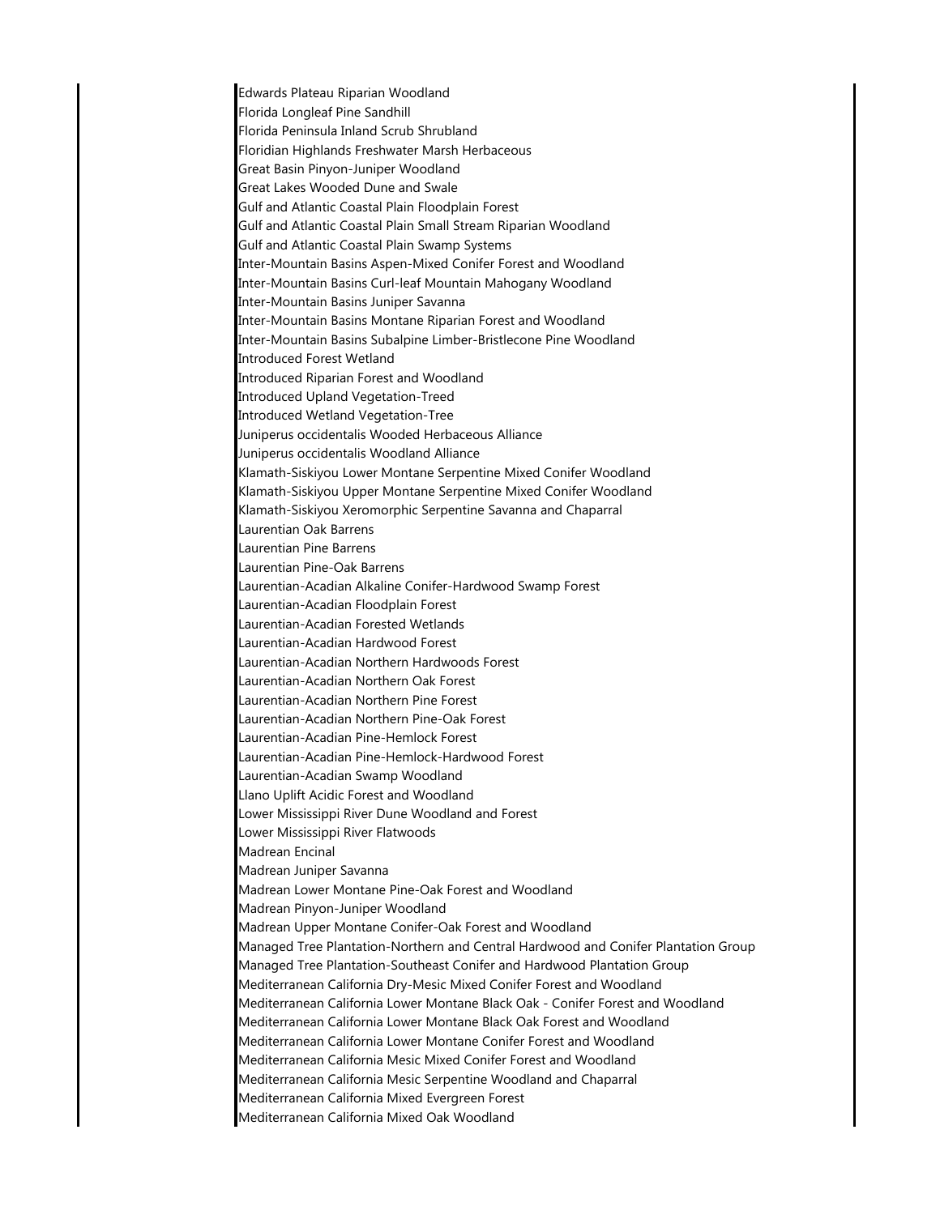Edwards Plateau Riparian Woodland
Florida Longleaf Pine Sandhill
Florida Peninsula Inland Scrub Shrubland
Floridian Highlands Freshwater Marsh Herbaceous
Great Basin Pinyon-Juniper Woodland
Great Lakes Wooded Dune and Swale
Gulf and Atlantic Coastal Plain Floodplain Forest
Gulf and Atlantic Coastal Plain Small Stream Riparian Woodland
Gulf and Atlantic Coastal Plain Swamp Systems
Inter-Mountain Basins Aspen-Mixed Conifer Forest and Woodland
Inter-Mountain Basins Curl-leaf Mountain Mahogany Woodland
Inter-Mountain Basins Juniper Savanna
Inter-Mountain Basins Montane Riparian Forest and Woodland
Inter-Mountain Basins Subalpine Limber-Bristlecone Pine Woodland
Introduced Forest Wetland
Introduced Riparian Forest and Woodland
Introduced Upland Vegetation-Treed
Introduced Wetland Vegetation-Tree
Juniperus occidentalis Wooded Herbaceous Alliance
Juniperus occidentalis Woodland Alliance
Klamath-Siskiyou Lower Montane Serpentine Mixed Conifer Woodland
Klamath-Siskiyou Upper Montane Serpentine Mixed Conifer Woodland
Klamath-Siskiyou Xeromorphic Serpentine Savanna and Chaparral
Laurentian Oak Barrens
Laurentian Pine Barrens
Laurentian Pine-Oak Barrens
Laurentian-Acadian Alkaline Conifer-Hardwood Swamp Forest
Laurentian-Acadian Floodplain Forest
Laurentian-Acadian Forested Wetlands
Laurentian-Acadian Hardwood Forest
Laurentian-Acadian Northern Hardwoods Forest
Laurentian-Acadian Northern Oak Forest
Laurentian-Acadian Northern Pine Forest
Laurentian-Acadian Northern Pine-Oak Forest
Laurentian-Acadian Pine-Hemlock Forest
Laurentian-Acadian Pine-Hemlock-Hardwood Forest
Laurentian-Acadian Swamp Woodland
Llano Uplift Acidic Forest and Woodland
Lower Mississippi River Dune Woodland and Forest
Lower Mississippi River Flatwoods
Madrean Encinal
Madrean Juniper Savanna
Madrean Lower Montane Pine-Oak Forest and Woodland
Madrean Pinyon-Juniper Woodland
Madrean Upper Montane Conifer-Oak Forest and Woodland
Managed Tree Plantation-Northern and Central Hardwood and Conifer Plantation Group
Managed Tree Plantation-Southeast Conifer and Hardwood Plantation Group
Mediterranean California Dry-Mesic Mixed Conifer Forest and Woodland
Mediterranean California Lower Montane Black Oak - Conifer Forest and Woodland
Mediterranean California Lower Montane Black Oak Forest and Woodland
Mediterranean California Lower Montane Conifer Forest and Woodland
Mediterranean California Mesic Mixed Conifer Forest and Woodland
Mediterranean California Mesic Serpentine Woodland and Chaparral
Mediterranean California Mixed Evergreen Forest
Mediterranean California Mixed Oak Woodland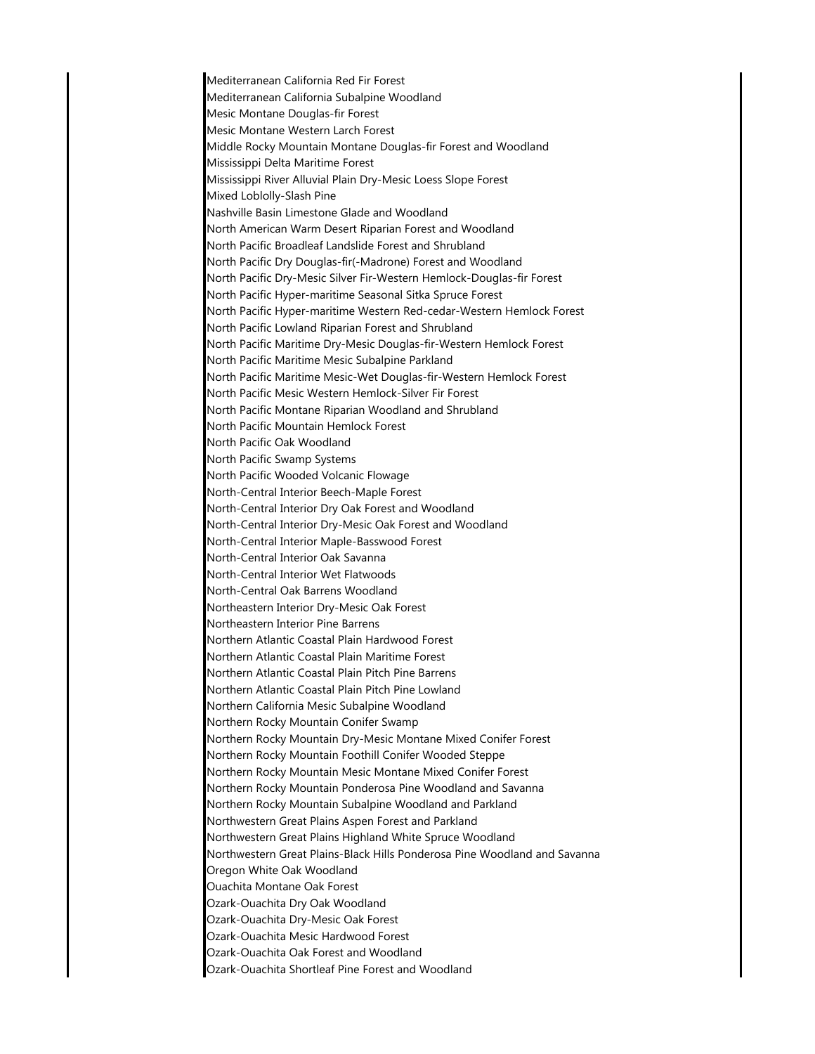Mediterranean California Red Fir Forest
Mediterranean California Subalpine Woodland
Mesic Montane Douglas-fir Forest
Mesic Montane Western Larch Forest
Middle Rocky Mountain Montane Douglas-fir Forest and Woodland
Mississippi Delta Maritime Forest
Mississippi River Alluvial Plain Dry-Mesic Loess Slope Forest
Mixed Loblolly-Slash Pine
Nashville Basin Limestone Glade and Woodland
North American Warm Desert Riparian Forest and Woodland
North Pacific Broadleaf Landslide Forest and Shrubland
North Pacific Dry Douglas-fir(-Madrone) Forest and Woodland
North Pacific Dry-Mesic Silver Fir-Western Hemlock-Douglas-fir Forest
North Pacific Hyper-maritime Seasonal Sitka Spruce Forest
North Pacific Hyper-maritime Western Red-cedar-Western Hemlock Forest
North Pacific Lowland Riparian Forest and Shrubland
North Pacific Maritime Dry-Mesic Douglas-fir-Western Hemlock Forest
North Pacific Maritime Mesic Subalpine Parkland
North Pacific Maritime Mesic-Wet Douglas-fir-Western Hemlock Forest
North Pacific Mesic Western Hemlock-Silver Fir Forest
North Pacific Montane Riparian Woodland and Shrubland
North Pacific Mountain Hemlock Forest
North Pacific Oak Woodland
North Pacific Swamp Systems
North Pacific Wooded Volcanic Flowage
North-Central Interior Beech-Maple Forest
North-Central Interior Dry Oak Forest and Woodland
North-Central Interior Dry-Mesic Oak Forest and Woodland
North-Central Interior Maple-Basswood Forest
North-Central Interior Oak Savanna
North-Central Interior Wet Flatwoods
North-Central Oak Barrens Woodland
Northeastern Interior Dry-Mesic Oak Forest
Northeastern Interior Pine Barrens
Northern Atlantic Coastal Plain Hardwood Forest
Northern Atlantic Coastal Plain Maritime Forest
Northern Atlantic Coastal Plain Pitch Pine Barrens
Northern Atlantic Coastal Plain Pitch Pine Lowland
Northern California Mesic Subalpine Woodland
Northern Rocky Mountain Conifer Swamp
Northern Rocky Mountain Dry-Mesic Montane Mixed Conifer Forest
Northern Rocky Mountain Foothill Conifer Wooded Steppe
Northern Rocky Mountain Mesic Montane Mixed Conifer Forest
Northern Rocky Mountain Ponderosa Pine Woodland and Savanna
Northern Rocky Mountain Subalpine Woodland and Parkland
Northwestern Great Plains Aspen Forest and Parkland
Northwestern Great Plains Highland White Spruce Woodland
Northwestern Great Plains-Black Hills Ponderosa Pine Woodland and Savanna
Oregon White Oak Woodland
Ouachita Montane Oak Forest
Ozark-Ouachita Dry Oak Woodland
Ozark-Ouachita Dry-Mesic Oak Forest
Ozark-Ouachita Mesic Hardwood Forest
Ozark-Ouachita Oak Forest and Woodland
Ozark-Ouachita Shortleaf Pine Forest and Woodland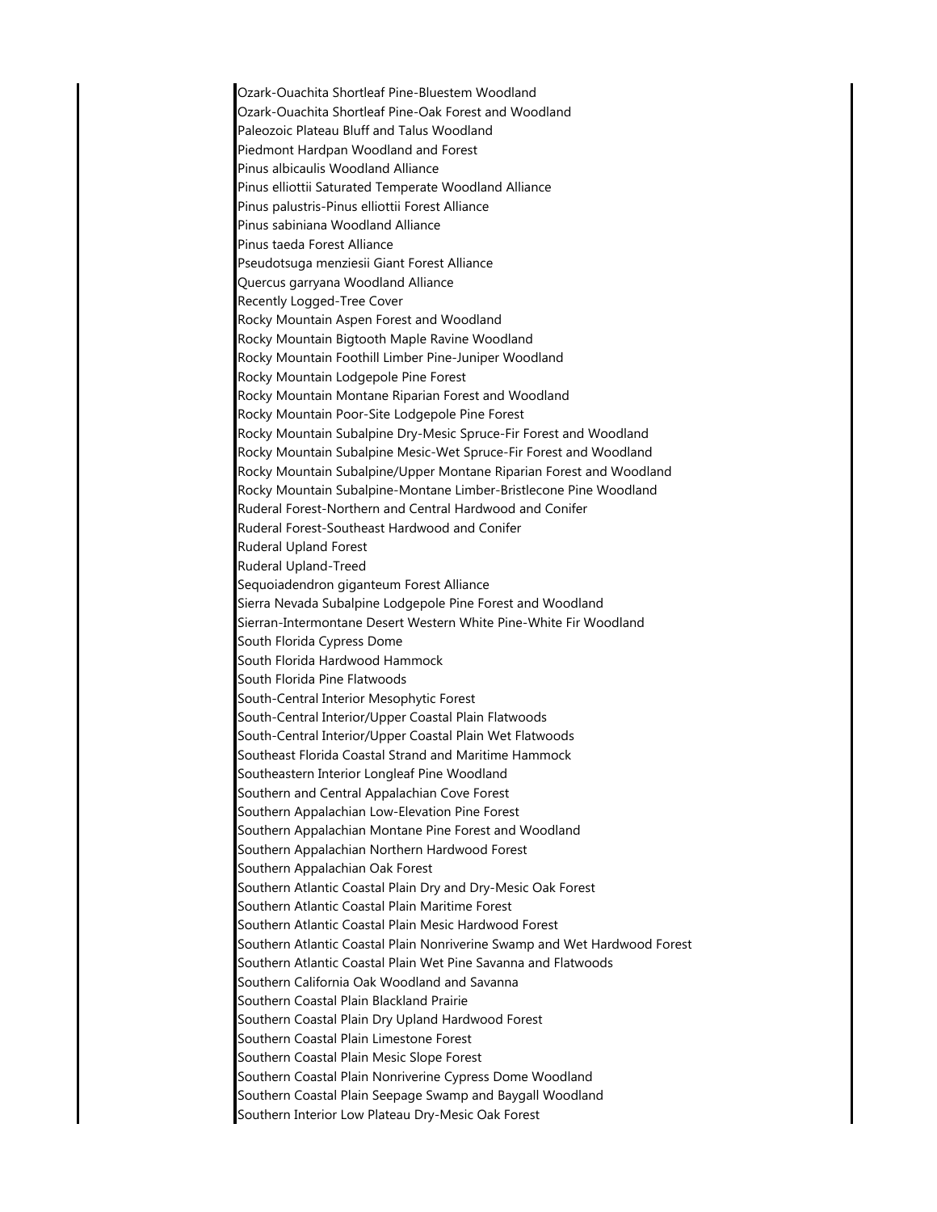Ozark-Ouachita Shortleaf Pine-Bluestem Woodland
Ozark-Ouachita Shortleaf Pine-Oak Forest and Woodland
Paleozoic Plateau Bluff and Talus Woodland
Piedmont Hardpan Woodland and Forest
Pinus albicaulis Woodland Alliance
Pinus elliottii Saturated Temperate Woodland Alliance
Pinus palustris-Pinus elliottii Forest Alliance
Pinus sabiniana Woodland Alliance
Pinus taeda Forest Alliance
Pseudotsuga menziesii Giant Forest Alliance
Quercus garryana Woodland Alliance
Recently Logged-Tree Cover
Rocky Mountain Aspen Forest and Woodland
Rocky Mountain Bigtooth Maple Ravine Woodland
Rocky Mountain Foothill Limber Pine-Juniper Woodland
Rocky Mountain Lodgepole Pine Forest
Rocky Mountain Montane Riparian Forest and Woodland
Rocky Mountain Poor-Site Lodgepole Pine Forest
Rocky Mountain Subalpine Dry-Mesic Spruce-Fir Forest and Woodland
Rocky Mountain Subalpine Mesic-Wet Spruce-Fir Forest and Woodland
Rocky Mountain Subalpine/Upper Montane Riparian Forest and Woodland
Rocky Mountain Subalpine-Montane Limber-Bristlecone Pine Woodland
Ruderal Forest-Northern and Central Hardwood and Conifer
Ruderal Forest-Southeast Hardwood and Conifer
Ruderal Upland Forest
Ruderal Upland-Treed
Sequoiadendron giganteum Forest Alliance
Sierra Nevada Subalpine Lodgepole Pine Forest and Woodland
Sierran-Intermontane Desert Western White Pine-White Fir Woodland
South Florida Cypress Dome
South Florida Hardwood Hammock
South Florida Pine Flatwoods
South-Central Interior Mesophytic Forest
South-Central Interior/Upper Coastal Plain Flatwoods
South-Central Interior/Upper Coastal Plain Wet Flatwoods
Southeast Florida Coastal Strand and Maritime Hammock
Southeastern Interior Longleaf Pine Woodland
Southern and Central Appalachian Cove Forest
Southern Appalachian Low-Elevation Pine Forest
Southern Appalachian Montane Pine Forest and Woodland
Southern Appalachian Northern Hardwood Forest
Southern Appalachian Oak Forest
Southern Atlantic Coastal Plain Dry and Dry-Mesic Oak Forest
Southern Atlantic Coastal Plain Maritime Forest
Southern Atlantic Coastal Plain Mesic Hardwood Forest
Southern Atlantic Coastal Plain Nonriverine Swamp and Wet Hardwood Forest
Southern Atlantic Coastal Plain Wet Pine Savanna and Flatwoods
Southern California Oak Woodland and Savanna
Southern Coastal Plain Blackland Prairie
Southern Coastal Plain Dry Upland Hardwood Forest
Southern Coastal Plain Limestone Forest
Southern Coastal Plain Mesic Slope Forest
Southern Coastal Plain Nonriverine Cypress Dome Woodland
Southern Coastal Plain Seepage Swamp and Baygall Woodland
Southern Interior Low Plateau Dry-Mesic Oak Forest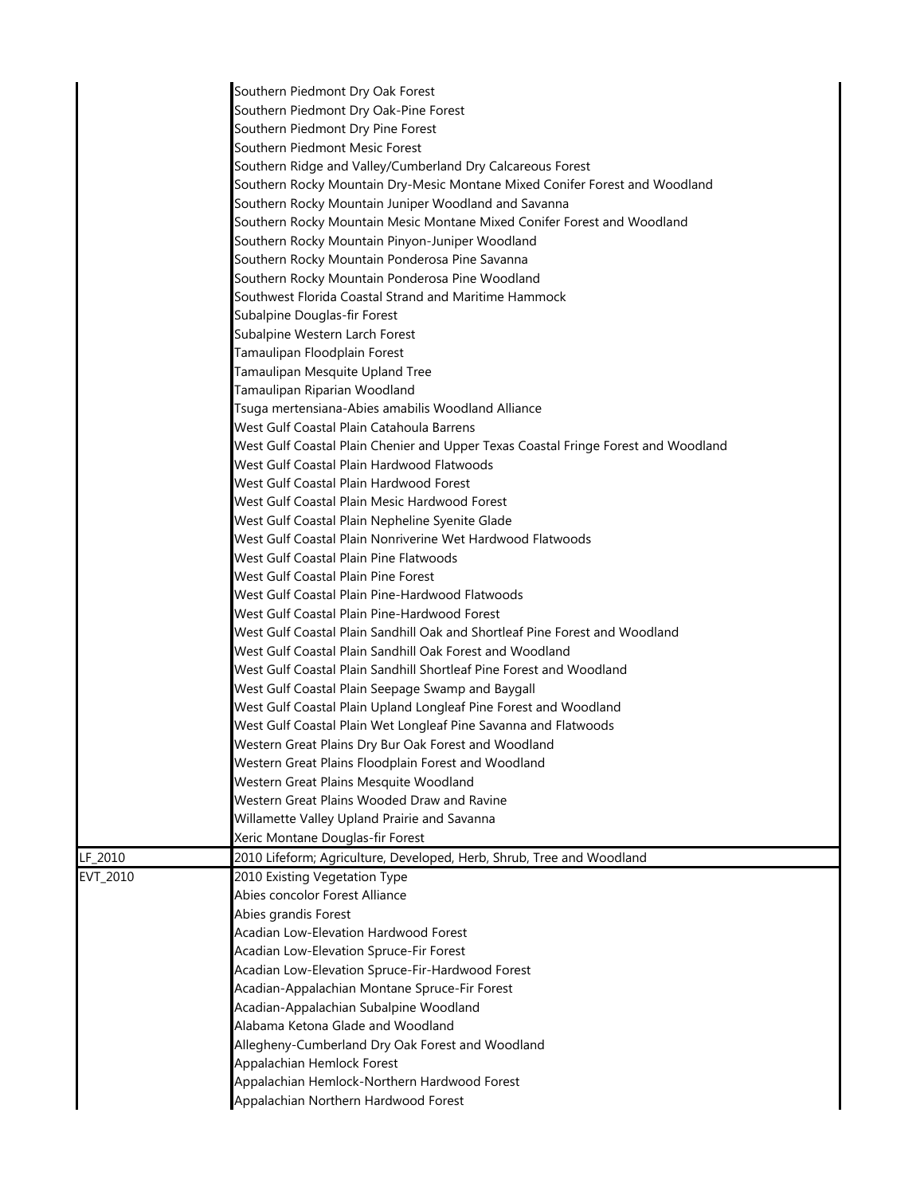| | |
|---|---|
| | Southern Piedmont Dry Oak Forest<br>Southern Piedmont Dry Oak-Pine Forest<br>Southern Piedmont Dry Pine Forest<br>Southern Piedmont Mesic Forest<br>Southern Ridge and Valley/Cumberland Dry Calcareous Forest<br>Southern Rocky Mountain Dry-Mesic Montane Mixed Conifer Forest and Woodland<br>Southern Rocky Mountain Juniper Woodland and Savanna<br>Southern Rocky Mountain Mesic Montane Mixed Conifer Forest and Woodland<br>Southern Rocky Mountain Pinyon-Juniper Woodland<br>Southern Rocky Mountain Ponderosa Pine Savanna<br>Southern Rocky Mountain Ponderosa Pine Woodland<br>Southwest Florida Coastal Strand and Maritime Hammock<br>Subalpine Douglas-fir Forest<br>Subalpine Western Larch Forest<br>Tamaulipan Floodplain Forest<br>Tamaulipan Mesquite Upland Tree<br>Tamaulipan Riparian Woodland<br>Tsuga mertensiana-Abies amabilis Woodland Alliance<br>West Gulf Coastal Plain Catahoula Barrens<br>West Gulf Coastal Plain Chenier and Upper Texas Coastal Fringe Forest and Woodland<br>West Gulf Coastal Plain Hardwood Flatwoods<br>West Gulf Coastal Plain Hardwood Forest<br>West Gulf Coastal Plain Mesic Hardwood Forest<br>West Gulf Coastal Plain Nepheline Syenite Glade<br>West Gulf Coastal Plain Nonriverine Wet Hardwood Flatwoods<br>West Gulf Coastal Plain Pine Flatwoods<br>West Gulf Coastal Plain Pine Forest<br>West Gulf Coastal Plain Pine-Hardwood Flatwoods<br>West Gulf Coastal Plain Pine-Hardwood Forest<br>West Gulf Coastal Plain Sandhill Oak and Shortleaf Pine Forest and Woodland<br>West Gulf Coastal Plain Sandhill Oak Forest and Woodland<br>West Gulf Coastal Plain Sandhill Shortleaf Pine Forest and Woodland<br>West Gulf Coastal Plain Seepage Swamp and Baygall<br>West Gulf Coastal Plain Upland Longleaf Pine Forest and Woodland<br>West Gulf Coastal Plain Wet Longleaf Pine Savanna and Flatwoods<br>Western Great Plains Dry Bur Oak Forest and Woodland<br>Western Great Plains Floodplain Forest and Woodland<br>Western Great Plains Mesquite Woodland<br>Western Great Plains Wooded Draw and Ravine<br>Willamette Valley Upland Prairie and Savanna<br>Xeric Montane Douglas-fir Forest |
| LF_2010 | 2010 Lifeform; Agriculture, Developed, Herb, Shrub, Tree and Woodland |
| EVT_2010 | 2010 Existing Vegetation Type<br>Abies concolor Forest Alliance<br>Abies grandis Forest<br>Acadian Low-Elevation Hardwood Forest<br>Acadian Low-Elevation Spruce-Fir Forest<br>Acadian Low-Elevation Spruce-Fir-Hardwood Forest<br>Acadian-Appalachian Montane Spruce-Fir Forest<br>Acadian-Appalachian Subalpine Woodland<br>Alabama Ketona Glade and Woodland<br>Allegheny-Cumberland Dry Oak Forest and Woodland<br>Appalachian Hemlock Forest<br>Appalachian Hemlock-Northern Hardwood Forest<br>Appalachian Northern Hardwood Forest |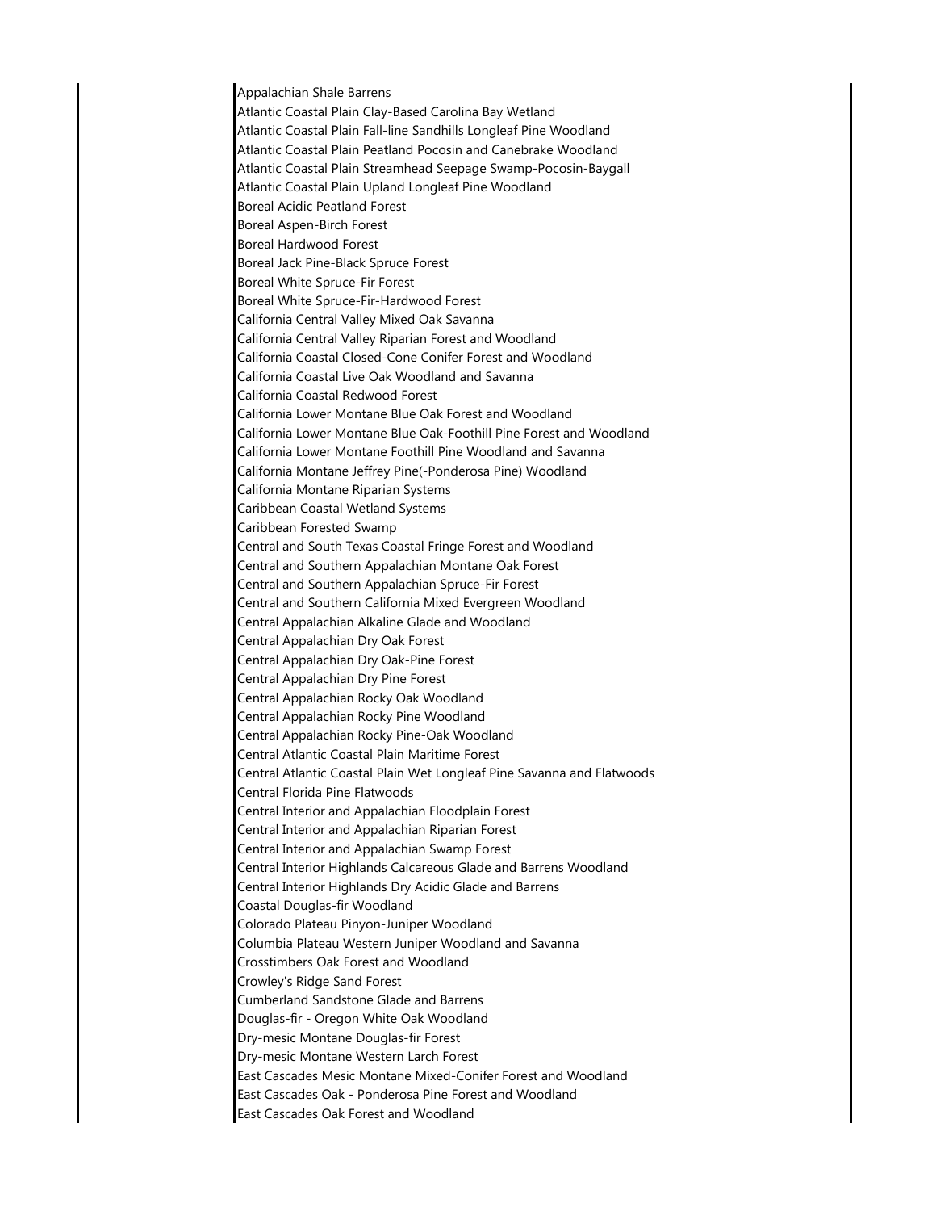Appalachian Shale Barrens
Atlantic Coastal Plain Clay-Based Carolina Bay Wetland
Atlantic Coastal Plain Fall-line Sandhills Longleaf Pine Woodland
Atlantic Coastal Plain Peatland Pocosin and Canebrake Woodland
Atlantic Coastal Plain Streamhead Seepage Swamp-Pocosin-Baygall
Atlantic Coastal Plain Upland Longleaf Pine Woodland
Boreal Acidic Peatland Forest
Boreal Aspen-Birch Forest
Boreal Hardwood Forest
Boreal Jack Pine-Black Spruce Forest
Boreal White Spruce-Fir Forest
Boreal White Spruce-Fir-Hardwood Forest
California Central Valley Mixed Oak Savanna
California Central Valley Riparian Forest and Woodland
California Coastal Closed-Cone Conifer Forest and Woodland
California Coastal Live Oak Woodland and Savanna
California Coastal Redwood Forest
California Lower Montane Blue Oak Forest and Woodland
California Lower Montane Blue Oak-Foothill Pine Forest and Woodland
California Lower Montane Foothill Pine Woodland and Savanna
California Montane Jeffrey Pine(-Ponderosa Pine) Woodland
California Montane Riparian Systems
Caribbean Coastal Wetland Systems
Caribbean Forested Swamp
Central and South Texas Coastal Fringe Forest and Woodland
Central and Southern Appalachian Montane Oak Forest
Central and Southern Appalachian Spruce-Fir Forest
Central and Southern California Mixed Evergreen Woodland
Central Appalachian Alkaline Glade and Woodland
Central Appalachian Dry Oak Forest
Central Appalachian Dry Oak-Pine Forest
Central Appalachian Dry Pine Forest
Central Appalachian Rocky Oak Woodland
Central Appalachian Rocky Pine Woodland
Central Appalachian Rocky Pine-Oak Woodland
Central Atlantic Coastal Plain Maritime Forest
Central Atlantic Coastal Plain Wet Longleaf Pine Savanna and Flatwoods
Central Florida Pine Flatwoods
Central Interior and Appalachian Floodplain Forest
Central Interior and Appalachian Riparian Forest
Central Interior and Appalachian Swamp Forest
Central Interior Highlands Calcareous Glade and Barrens Woodland
Central Interior Highlands Dry Acidic Glade and Barrens
Coastal Douglas-fir Woodland
Colorado Plateau Pinyon-Juniper Woodland
Columbia Plateau Western Juniper Woodland and Savanna
Crosstimbers Oak Forest and Woodland
Crowley's Ridge Sand Forest
Cumberland Sandstone Glade and Barrens
Douglas-fir - Oregon White Oak Woodland
Dry-mesic Montane Douglas-fir Forest
Dry-mesic Montane Western Larch Forest
East Cascades Mesic Montane Mixed-Conifer Forest and Woodland
East Cascades Oak - Ponderosa Pine Forest and Woodland
East Cascades Oak Forest and Woodland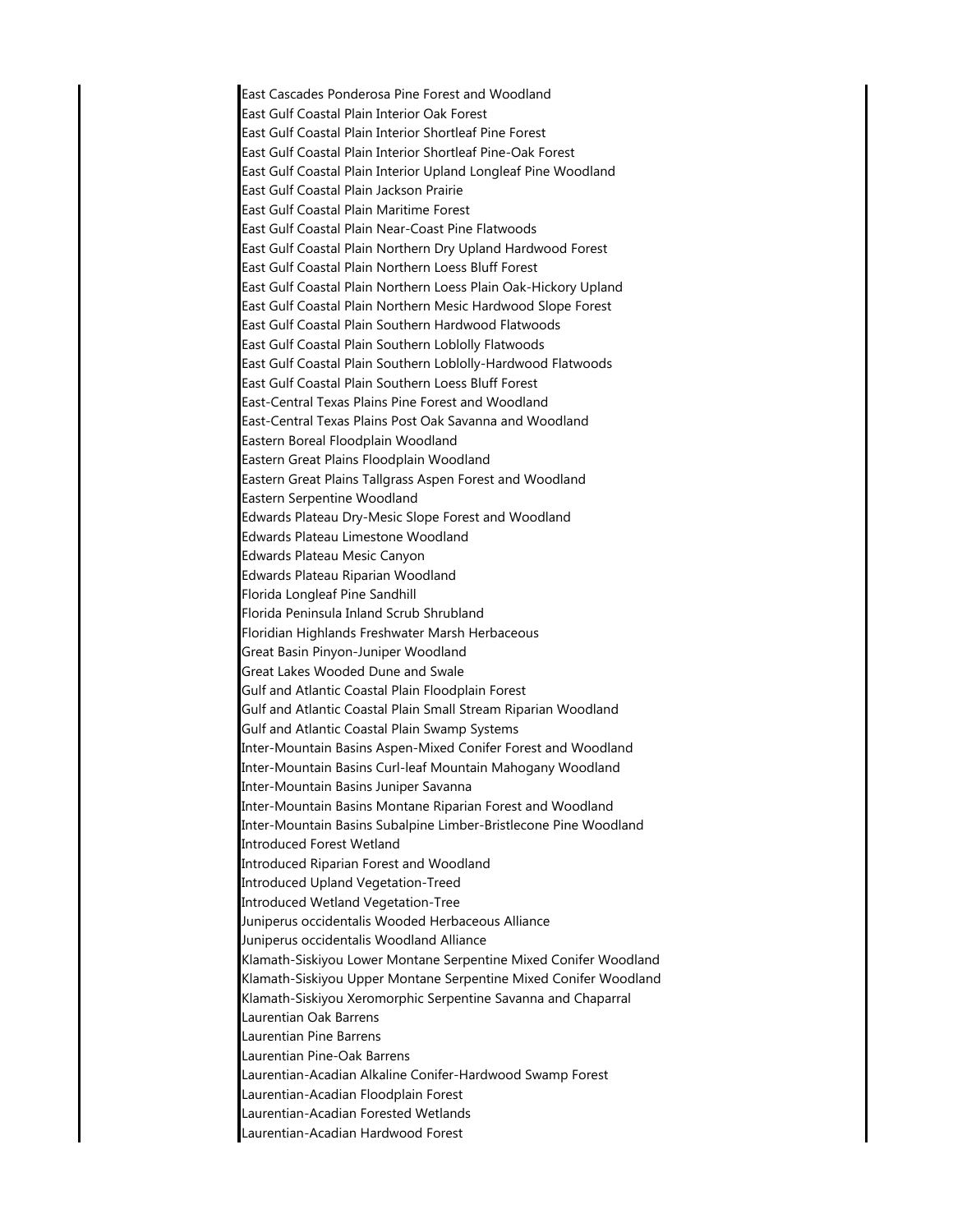East Cascades Ponderosa Pine Forest and Woodland
East Gulf Coastal Plain Interior Oak Forest
East Gulf Coastal Plain Interior Shortleaf Pine Forest
East Gulf Coastal Plain Interior Shortleaf Pine-Oak Forest
East Gulf Coastal Plain Interior Upland Longleaf Pine Woodland
East Gulf Coastal Plain Jackson Prairie
East Gulf Coastal Plain Maritime Forest
East Gulf Coastal Plain Near-Coast Pine Flatwoods
East Gulf Coastal Plain Northern Dry Upland Hardwood Forest
East Gulf Coastal Plain Northern Loess Bluff Forest
East Gulf Coastal Plain Northern Loess Plain Oak-Hickory Upland
East Gulf Coastal Plain Northern Mesic Hardwood Slope Forest
East Gulf Coastal Plain Southern Hardwood Flatwoods
East Gulf Coastal Plain Southern Loblolly Flatwoods
East Gulf Coastal Plain Southern Loblolly-Hardwood Flatwoods
East Gulf Coastal Plain Southern Loess Bluff Forest
East-Central Texas Plains Pine Forest and Woodland
East-Central Texas Plains Post Oak Savanna and Woodland
Eastern Boreal Floodplain Woodland
Eastern Great Plains Floodplain Woodland
Eastern Great Plains Tallgrass Aspen Forest and Woodland
Eastern Serpentine Woodland
Edwards Plateau Dry-Mesic Slope Forest and Woodland
Edwards Plateau Limestone Woodland
Edwards Plateau Mesic Canyon
Edwards Plateau Riparian Woodland
Florida Longleaf Pine Sandhill
Florida Peninsula Inland Scrub Shrubland
Floridian Highlands Freshwater Marsh Herbaceous
Great Basin Pinyon-Juniper Woodland
Great Lakes Wooded Dune and Swale
Gulf and Atlantic Coastal Plain Floodplain Forest
Gulf and Atlantic Coastal Plain Small Stream Riparian Woodland
Gulf and Atlantic Coastal Plain Swamp Systems
Inter-Mountain Basins Aspen-Mixed Conifer Forest and Woodland
Inter-Mountain Basins Curl-leaf Mountain Mahogany Woodland
Inter-Mountain Basins Juniper Savanna
Inter-Mountain Basins Montane Riparian Forest and Woodland
Inter-Mountain Basins Subalpine Limber-Bristlecone Pine Woodland
Introduced Forest Wetland
Introduced Riparian Forest and Woodland
Introduced Upland Vegetation-Treed
Introduced Wetland Vegetation-Tree
Juniperus occidentalis Wooded Herbaceous Alliance
Juniperus occidentalis Woodland Alliance
Klamath-Siskiyou Lower Montane Serpentine Mixed Conifer Woodland
Klamath-Siskiyou Upper Montane Serpentine Mixed Conifer Woodland
Klamath-Siskiyou Xeromorphic Serpentine Savanna and Chaparral
Laurentian Oak Barrens
Laurentian Pine Barrens
Laurentian Pine-Oak Barrens
Laurentian-Acadian Alkaline Conifer-Hardwood Swamp Forest
Laurentian-Acadian Floodplain Forest
Laurentian-Acadian Forested Wetlands
Laurentian-Acadian Hardwood Forest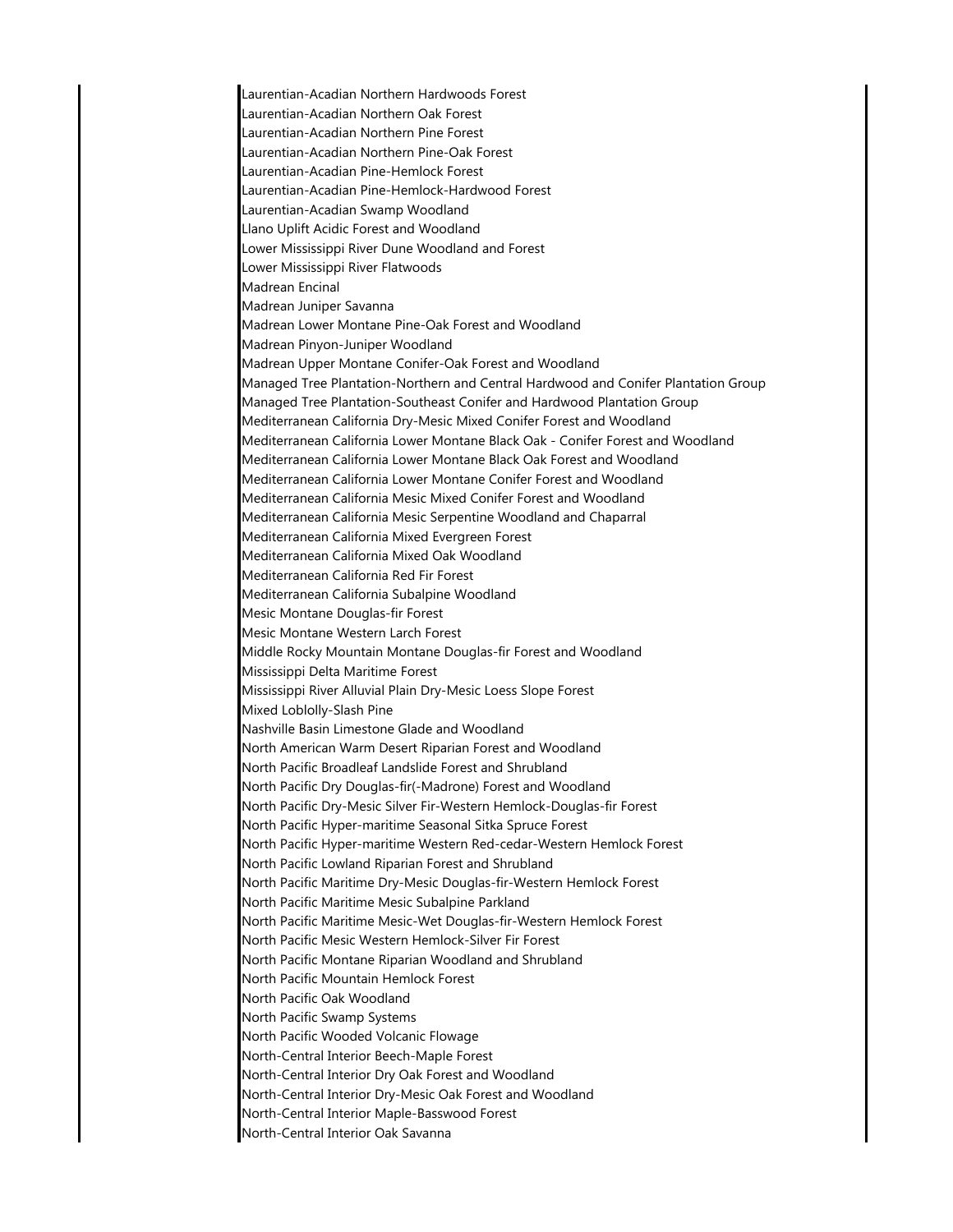Laurentian-Acadian Northern Hardwoods Forest
Laurentian-Acadian Northern Oak Forest
Laurentian-Acadian Northern Pine Forest
Laurentian-Acadian Northern Pine-Oak Forest
Laurentian-Acadian Pine-Hemlock Forest
Laurentian-Acadian Pine-Hemlock-Hardwood Forest
Laurentian-Acadian Swamp Woodland
Llano Uplift Acidic Forest and Woodland
Lower Mississippi River Dune Woodland and Forest
Lower Mississippi River Flatwoods
Madrean Encinal
Madrean Juniper Savanna
Madrean Lower Montane Pine-Oak Forest and Woodland
Madrean Pinyon-Juniper Woodland
Madrean Upper Montane Conifer-Oak Forest and Woodland
Managed Tree Plantation-Northern and Central Hardwood and Conifer Plantation Group
Managed Tree Plantation-Southeast Conifer and Hardwood Plantation Group
Mediterranean California Dry-Mesic Mixed Conifer Forest and Woodland
Mediterranean California Lower Montane Black Oak - Conifer Forest and Woodland
Mediterranean California Lower Montane Black Oak Forest and Woodland
Mediterranean California Lower Montane Conifer Forest and Woodland
Mediterranean California Mesic Mixed Conifer Forest and Woodland
Mediterranean California Mesic Serpentine Woodland and Chaparral
Mediterranean California Mixed Evergreen Forest
Mediterranean California Mixed Oak Woodland
Mediterranean California Red Fir Forest
Mediterranean California Subalpine Woodland
Mesic Montane Douglas-fir Forest
Mesic Montane Western Larch Forest
Middle Rocky Mountain Montane Douglas-fir Forest and Woodland
Mississippi Delta Maritime Forest
Mississippi River Alluvial Plain Dry-Mesic Loess Slope Forest
Mixed Loblolly-Slash Pine
Nashville Basin Limestone Glade and Woodland
North American Warm Desert Riparian Forest and Woodland
North Pacific Broadleaf Landslide Forest and Shrubland
North Pacific Dry Douglas-fir(-Madrone) Forest and Woodland
North Pacific Dry-Mesic Silver Fir-Western Hemlock-Douglas-fir Forest
North Pacific Hyper-maritime Seasonal Sitka Spruce Forest
North Pacific Hyper-maritime Western Red-cedar-Western Hemlock Forest
North Pacific Lowland Riparian Forest and Shrubland
North Pacific Maritime Dry-Mesic Douglas-fir-Western Hemlock Forest
North Pacific Maritime Mesic Subalpine Parkland
North Pacific Maritime Mesic-Wet Douglas-fir-Western Hemlock Forest
North Pacific Mesic Western Hemlock-Silver Fir Forest
North Pacific Montane Riparian Woodland and Shrubland
North Pacific Mountain Hemlock Forest
North Pacific Oak Woodland
North Pacific Swamp Systems
North Pacific Wooded Volcanic Flowage
North-Central Interior Beech-Maple Forest
North-Central Interior Dry Oak Forest and Woodland
North-Central Interior Dry-Mesic Oak Forest and Woodland
North-Central Interior Maple-Basswood Forest
North-Central Interior Oak Savanna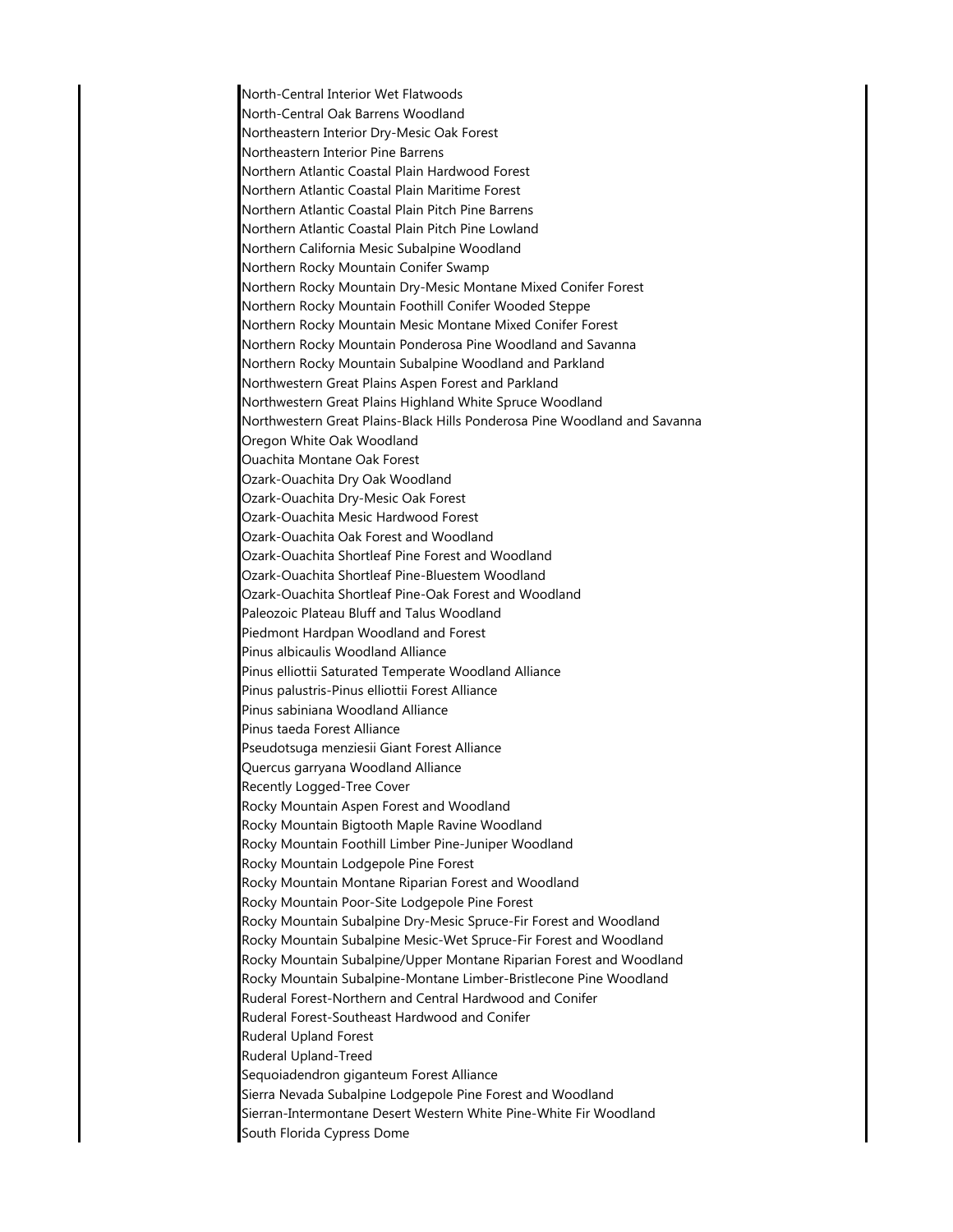North-Central Interior Wet Flatwoods
North-Central Oak Barrens Woodland
Northeastern Interior Dry-Mesic Oak Forest
Northeastern Interior Pine Barrens
Northern Atlantic Coastal Plain Hardwood Forest
Northern Atlantic Coastal Plain Maritime Forest
Northern Atlantic Coastal Plain Pitch Pine Barrens
Northern Atlantic Coastal Plain Pitch Pine Lowland
Northern California Mesic Subalpine Woodland
Northern Rocky Mountain Conifer Swamp
Northern Rocky Mountain Dry-Mesic Montane Mixed Conifer Forest
Northern Rocky Mountain Foothill Conifer Wooded Steppe
Northern Rocky Mountain Mesic Montane Mixed Conifer Forest
Northern Rocky Mountain Ponderosa Pine Woodland and Savanna
Northern Rocky Mountain Subalpine Woodland and Parkland
Northwestern Great Plains Aspen Forest and Parkland
Northwestern Great Plains Highland White Spruce Woodland
Northwestern Great Plains-Black Hills Ponderosa Pine Woodland and Savanna
Oregon White Oak Woodland
Ouachita Montane Oak Forest
Ozark-Ouachita Dry Oak Woodland
Ozark-Ouachita Dry-Mesic Oak Forest
Ozark-Ouachita Mesic Hardwood Forest
Ozark-Ouachita Oak Forest and Woodland
Ozark-Ouachita Shortleaf Pine Forest and Woodland
Ozark-Ouachita Shortleaf Pine-Bluestem Woodland
Ozark-Ouachita Shortleaf Pine-Oak Forest and Woodland
Paleozoic Plateau Bluff and Talus Woodland
Piedmont Hardpan Woodland and Forest
Pinus albicaulis Woodland Alliance
Pinus elliottii Saturated Temperate Woodland Alliance
Pinus palustris-Pinus elliottii Forest Alliance
Pinus sabiniana Woodland Alliance
Pinus taeda Forest Alliance
Pseudotsuga menziesii Giant Forest Alliance
Quercus garryana Woodland Alliance
Recently Logged-Tree Cover
Rocky Mountain Aspen Forest and Woodland
Rocky Mountain Bigtooth Maple Ravine Woodland
Rocky Mountain Foothill Limber Pine-Juniper Woodland
Rocky Mountain Lodgepole Pine Forest
Rocky Mountain Montane Riparian Forest and Woodland
Rocky Mountain Poor-Site Lodgepole Pine Forest
Rocky Mountain Subalpine Dry-Mesic Spruce-Fir Forest and Woodland
Rocky Mountain Subalpine Mesic-Wet Spruce-Fir Forest and Woodland
Rocky Mountain Subalpine/Upper Montane Riparian Forest and Woodland
Rocky Mountain Subalpine-Montane Limber-Bristlecone Pine Woodland
Ruderal Forest-Northern and Central Hardwood and Conifer
Ruderal Forest-Southeast Hardwood and Conifer
Ruderal Upland Forest
Ruderal Upland-Treed
Sequoiadendron giganteum Forest Alliance
Sierra Nevada Subalpine Lodgepole Pine Forest and Woodland
Sierran-Intermontane Desert Western White Pine-White Fir Woodland
South Florida Cypress Dome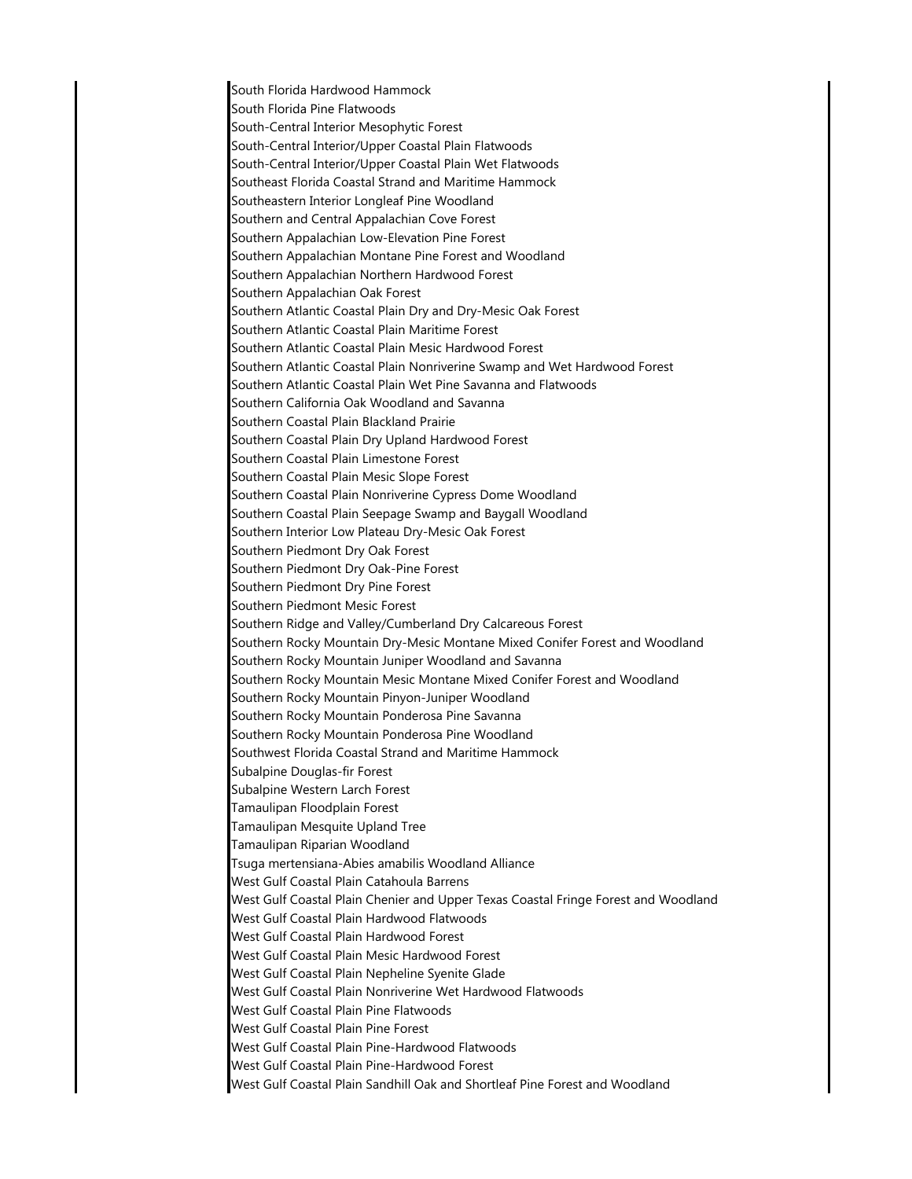South Florida Hardwood Hammock
South Florida Pine Flatwoods
South-Central Interior Mesophytic Forest
South-Central Interior/Upper Coastal Plain Flatwoods
South-Central Interior/Upper Coastal Plain Wet Flatwoods
Southeast Florida Coastal Strand and Maritime Hammock
Southeastern Interior Longleaf Pine Woodland
Southern and Central Appalachian Cove Forest
Southern Appalachian Low-Elevation Pine Forest
Southern Appalachian Montane Pine Forest and Woodland
Southern Appalachian Northern Hardwood Forest
Southern Appalachian Oak Forest
Southern Atlantic Coastal Plain Dry and Dry-Mesic Oak Forest
Southern Atlantic Coastal Plain Maritime Forest
Southern Atlantic Coastal Plain Mesic Hardwood Forest
Southern Atlantic Coastal Plain Nonriverine Swamp and Wet Hardwood Forest
Southern Atlantic Coastal Plain Wet Pine Savanna and Flatwoods
Southern California Oak Woodland and Savanna
Southern Coastal Plain Blackland Prairie
Southern Coastal Plain Dry Upland Hardwood Forest
Southern Coastal Plain Limestone Forest
Southern Coastal Plain Mesic Slope Forest
Southern Coastal Plain Nonriverine Cypress Dome Woodland
Southern Coastal Plain Seepage Swamp and Baygall Woodland
Southern Interior Low Plateau Dry-Mesic Oak Forest
Southern Piedmont Dry Oak Forest
Southern Piedmont Dry Oak-Pine Forest
Southern Piedmont Dry Pine Forest
Southern Piedmont Mesic Forest
Southern Ridge and Valley/Cumberland Dry Calcareous Forest
Southern Rocky Mountain Dry-Mesic Montane Mixed Conifer Forest and Woodland
Southern Rocky Mountain Juniper Woodland and Savanna
Southern Rocky Mountain Mesic Montane Mixed Conifer Forest and Woodland
Southern Rocky Mountain Pinyon-Juniper Woodland
Southern Rocky Mountain Ponderosa Pine Savanna
Southern Rocky Mountain Ponderosa Pine Woodland
Southwest Florida Coastal Strand and Maritime Hammock
Subalpine Douglas-fir Forest
Subalpine Western Larch Forest
Tamaulipan Floodplain Forest
Tamaulipan Mesquite Upland Tree
Tamaulipan Riparian Woodland
Tsuga mertensiana-Abies amabilis Woodland Alliance
West Gulf Coastal Plain Catahoula Barrens
West Gulf Coastal Plain Chenier and Upper Texas Coastal Fringe Forest and Woodland
West Gulf Coastal Plain Hardwood Flatwoods
West Gulf Coastal Plain Hardwood Forest
West Gulf Coastal Plain Mesic Hardwood Forest
West Gulf Coastal Plain Nepheline Syenite Glade
West Gulf Coastal Plain Nonriverine Wet Hardwood Flatwoods
West Gulf Coastal Plain Pine Flatwoods
West Gulf Coastal Plain Pine Forest
West Gulf Coastal Plain Pine-Hardwood Flatwoods
West Gulf Coastal Plain Pine-Hardwood Forest
West Gulf Coastal Plain Sandhill Oak and Shortleaf Pine Forest and Woodland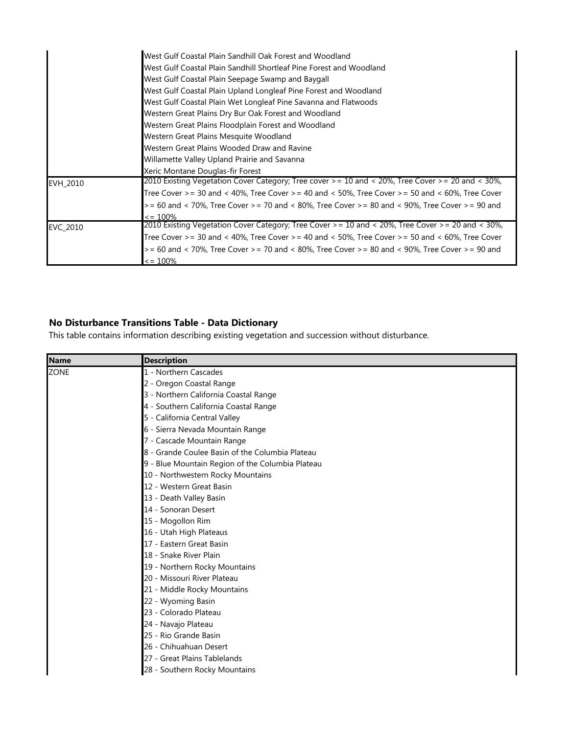| | |
|---|---|
| | West Gulf Coastal Plain Sandhill Oak Forest and Woodland<br>West Gulf Coastal Plain Sandhill Shortleaf Pine Forest and Woodland<br>West Gulf Coastal Plain Seepage Swamp and Baygall<br>West Gulf Coastal Plain Upland Longleaf Pine Forest and Woodland<br>West Gulf Coastal Plain Wet Longleaf Pine Savanna and Flatwoods<br>Western Great Plains Dry Bur Oak Forest and Woodland<br>Western Great Plains Floodplain Forest and Woodland<br>Western Great Plains Mesquite Woodland<br>Western Great Plains Wooded Draw and Ravine<br>Willamette Valley Upland Prairie and Savanna<br>Xeric Montane Douglas-fir Forest |
| EVH_2010 | 2010 Existing Vegetation Cover Category; Tree cover >= 10 and < 20%, Tree Cover >= 20 and < 30%, Tree Cover >= 30 and < 40%, Tree Cover >= 40 and < 50%, Tree Cover >= 50 and < 60%, Tree Cover >= 60 and < 70%, Tree Cover >= 70 and < 80%, Tree Cover >= 80 and < 90%, Tree Cover >= 90 and <= 100% |
| EVC_2010 | 2010 Existing Vegetation Cover Category; Tree Cover >= 10 and < 20%, Tree Cover >= 20 and < 30%, Tree Cover >= 30 and < 40%, Tree Cover >= 40 and < 50%, Tree Cover >= 50 and < 60%, Tree Cover >= 60 and < 70%, Tree Cover >= 70 and < 80%, Tree Cover >= 80 and < 90%, Tree Cover >= 90 and <= 100% |

**No Disturbance Transitions Table - Data Dictionary**

This table contains information describing existing vegetation and succession without disturbance.

| Name | Description |
|---|---|
| ZONE | 1 - Northern Cascades<br>2 - Oregon Coastal Range<br>3 - Northern California Coastal Range<br>4 - Southern California Coastal Range<br>5 - California Central Valley<br>6 - Sierra Nevada Mountain Range<br>7 - Cascade Mountain Range<br>8 - Grande Coulee Basin of the Columbia Plateau<br>9 - Blue Mountain Region of the Columbia Plateau<br>10 - Northwestern Rocky Mountains<br>12 - Western Great Basin<br>13 - Death Valley Basin<br>14 - Sonoran Desert<br>15 - Mogollon Rim<br>16 - Utah High Plateaus<br>17 - Eastern Great Basin<br>18 - Snake River Plain<br>19 - Northern Rocky Mountains<br>20 - Missouri River Plateau<br>21 - Middle Rocky Mountains<br>22 - Wyoming Basin<br>23 - Colorado Plateau<br>24 - Navajo Plateau<br>25 - Rio Grande Basin<br>26 - Chihuahuan Desert<br>27 - Great Plains Tablelands<br>28 - Southern Rocky Mountains |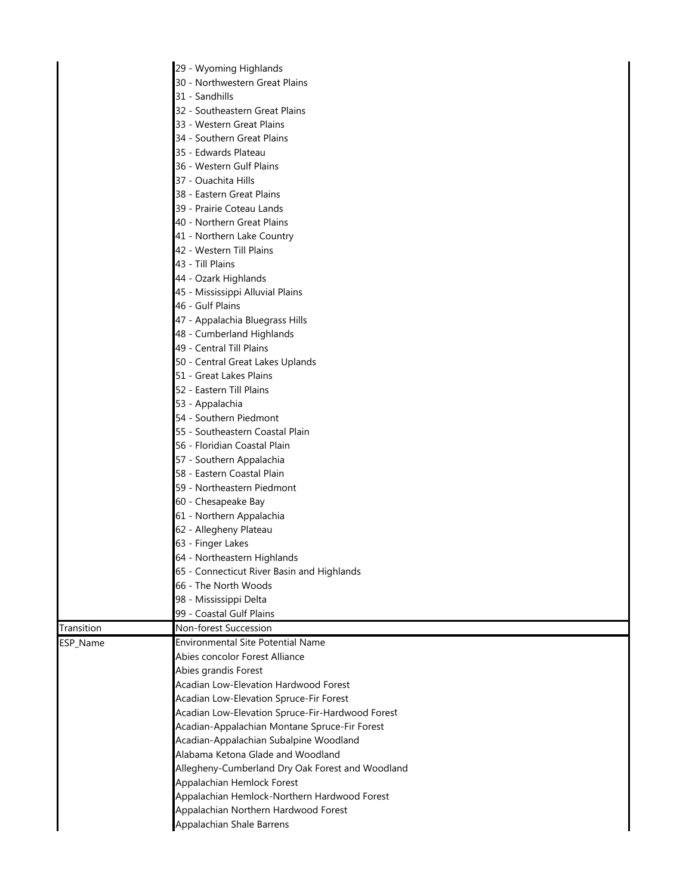| | |
|---|---|
| | 29 - Wyoming Highlands |
| | 30 - Northwestern Great Plains |
| | 31 - Sandhills |
| | 32 - Southeastern Great Plains |
| | 33 - Western Great Plains |
| | 34 - Southern Great Plains |
| | 35 - Edwards Plateau |
| | 36 - Western Gulf Plains |
| | 37 - Ouachita Hills |
| | 38 - Eastern Great Plains |
| | 39 - Prairie Coteau Lands |
| | 40 - Northern Great Plains |
| | 41 - Northern Lake Country |
| | 42 - Western Till Plains |
| | 43 - Till Plains |
| | 44 - Ozark Highlands |
| | 45 - Mississippi Alluvial Plains |
| | 46 - Gulf Plains |
| | 47 - Appalachia Bluegrass Hills |
| | 48 - Cumberland Highlands |
| | 49 - Central Till Plains |
| | 50 - Central Great Lakes Uplands |
| | 51 - Great Lakes Plains |
| | 52 - Eastern Till Plains |
| | 53 - Appalachia |
| | 54 - Southern Piedmont |
| | 55 - Southeastern Coastal Plain |
| | 56 - Floridian Coastal Plain |
| | 57 - Southern Appalachia |
| | 58 - Eastern Coastal Plain |
| | 59 - Northeastern Piedmont |
| | 60 - Chesapeake Bay |
| | 61 - Northern Appalachia |
| | 62 - Allegheny Plateau |
| | 63 - Finger Lakes |
| | 64 - Northeastern Highlands |
| | 65 - Connecticut River Basin and Highlands |
| | 66 - The North Woods |
| | 98 - Mississippi Delta |
| | 99 - Coastal Gulf Plains |
| Transition | Non-forest Succession |
| ESP_Name | Environmental Site Potential Name |
| | Abies concolor Forest Alliance |
| | Abies grandis Forest |
| | Acadian Low-Elevation Hardwood Forest |
| | Acadian Low-Elevation Spruce-Fir Forest |
| | Acadian Low-Elevation Spruce-Fir-Hardwood Forest |
| | Acadian-Appalachian Montane Spruce-Fir Forest |
| | Acadian-Appalachian Subalpine Woodland |
| | Alabama Ketona Glade and Woodland |
| | Allegheny-Cumberland Dry Oak Forest and Woodland |
| | Appalachian Hemlock Forest |
| | Appalachian Hemlock-Northern Hardwood Forest |
| | Appalachian Northern Hardwood Forest |
| | Appalachian Shale Barrens |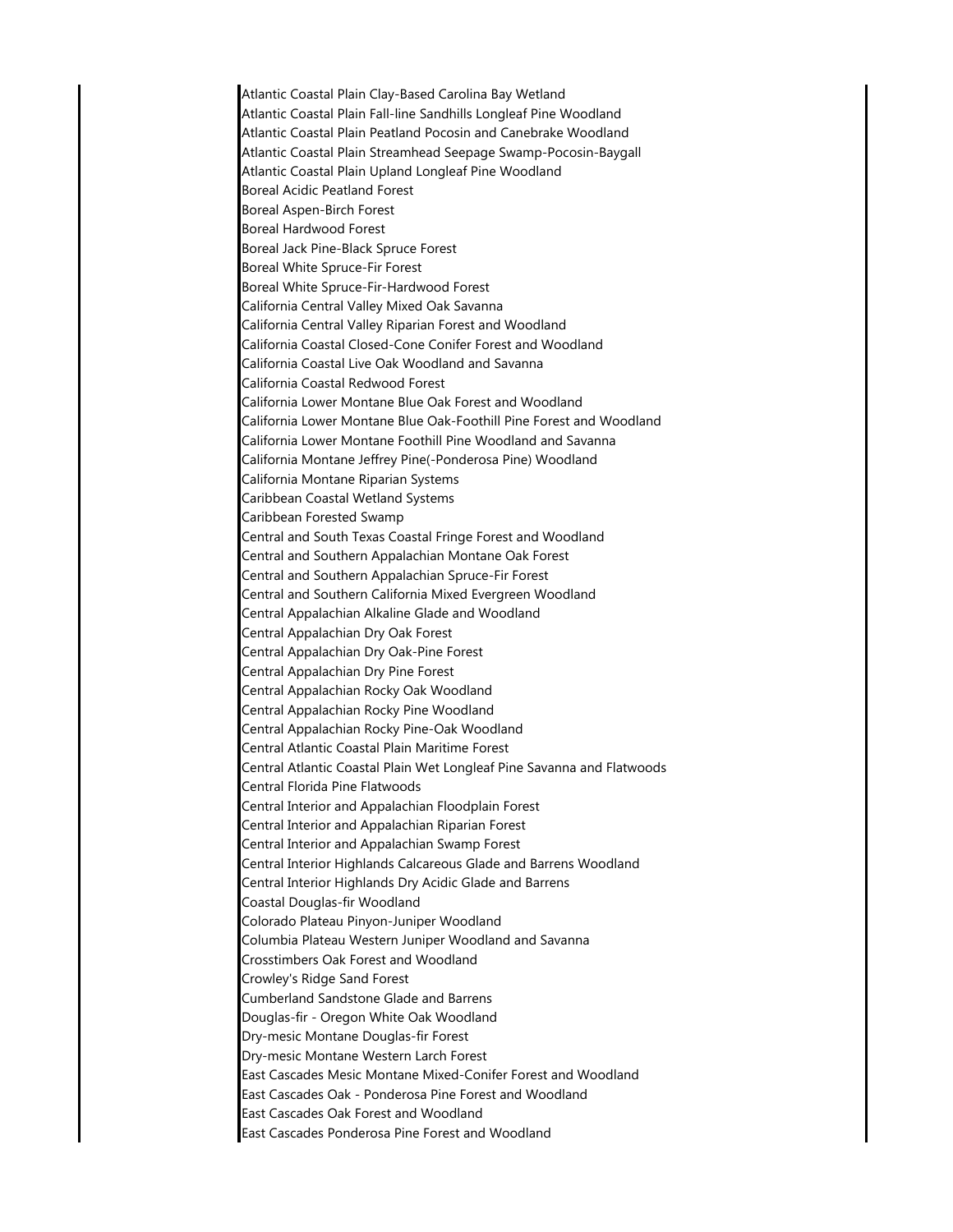Atlantic Coastal Plain Clay-Based Carolina Bay Wetland
Atlantic Coastal Plain Fall-line Sandhills Longleaf Pine Woodland
Atlantic Coastal Plain Peatland Pocosin and Canebrake Woodland
Atlantic Coastal Plain Streamhead Seepage Swamp-Pocosin-Baygall
Atlantic Coastal Plain Upland Longleaf Pine Woodland
Boreal Acidic Peatland Forest
Boreal Aspen-Birch Forest
Boreal Hardwood Forest
Boreal Jack Pine-Black Spruce Forest
Boreal White Spruce-Fir Forest
Boreal White Spruce-Fir-Hardwood Forest
California Central Valley Mixed Oak Savanna
California Central Valley Riparian Forest and Woodland
California Coastal Closed-Cone Conifer Forest and Woodland
California Coastal Live Oak Woodland and Savanna
California Coastal Redwood Forest
California Lower Montane Blue Oak Forest and Woodland
California Lower Montane Blue Oak-Foothill Pine Forest and Woodland
California Lower Montane Foothill Pine Woodland and Savanna
California Montane Jeffrey Pine(-Ponderosa Pine) Woodland
California Montane Riparian Systems
Caribbean Coastal Wetland Systems
Caribbean Forested Swamp
Central and South Texas Coastal Fringe Forest and Woodland
Central and Southern Appalachian Montane Oak Forest
Central and Southern Appalachian Spruce-Fir Forest
Central and Southern California Mixed Evergreen Woodland
Central Appalachian Alkaline Glade and Woodland
Central Appalachian Dry Oak Forest
Central Appalachian Dry Oak-Pine Forest
Central Appalachian Dry Pine Forest
Central Appalachian Rocky Oak Woodland
Central Appalachian Rocky Pine Woodland
Central Appalachian Rocky Pine-Oak Woodland
Central Atlantic Coastal Plain Maritime Forest
Central Atlantic Coastal Plain Wet Longleaf Pine Savanna and Flatwoods
Central Florida Pine Flatwoods
Central Interior and Appalachian Floodplain Forest
Central Interior and Appalachian Riparian Forest
Central Interior and Appalachian Swamp Forest
Central Interior Highlands Calcareous Glade and Barrens Woodland
Central Interior Highlands Dry Acidic Glade and Barrens
Coastal Douglas-fir Woodland
Colorado Plateau Pinyon-Juniper Woodland
Columbia Plateau Western Juniper Woodland and Savanna
Crosstimbers Oak Forest and Woodland
Crowley's Ridge Sand Forest
Cumberland Sandstone Glade and Barrens
Douglas-fir - Oregon White Oak Woodland
Dry-mesic Montane Douglas-fir Forest
Dry-mesic Montane Western Larch Forest
East Cascades Mesic Montane Mixed-Conifer Forest and Woodland
East Cascades Oak - Ponderosa Pine Forest and Woodland
East Cascades Oak Forest and Woodland
East Cascades Ponderosa Pine Forest and Woodland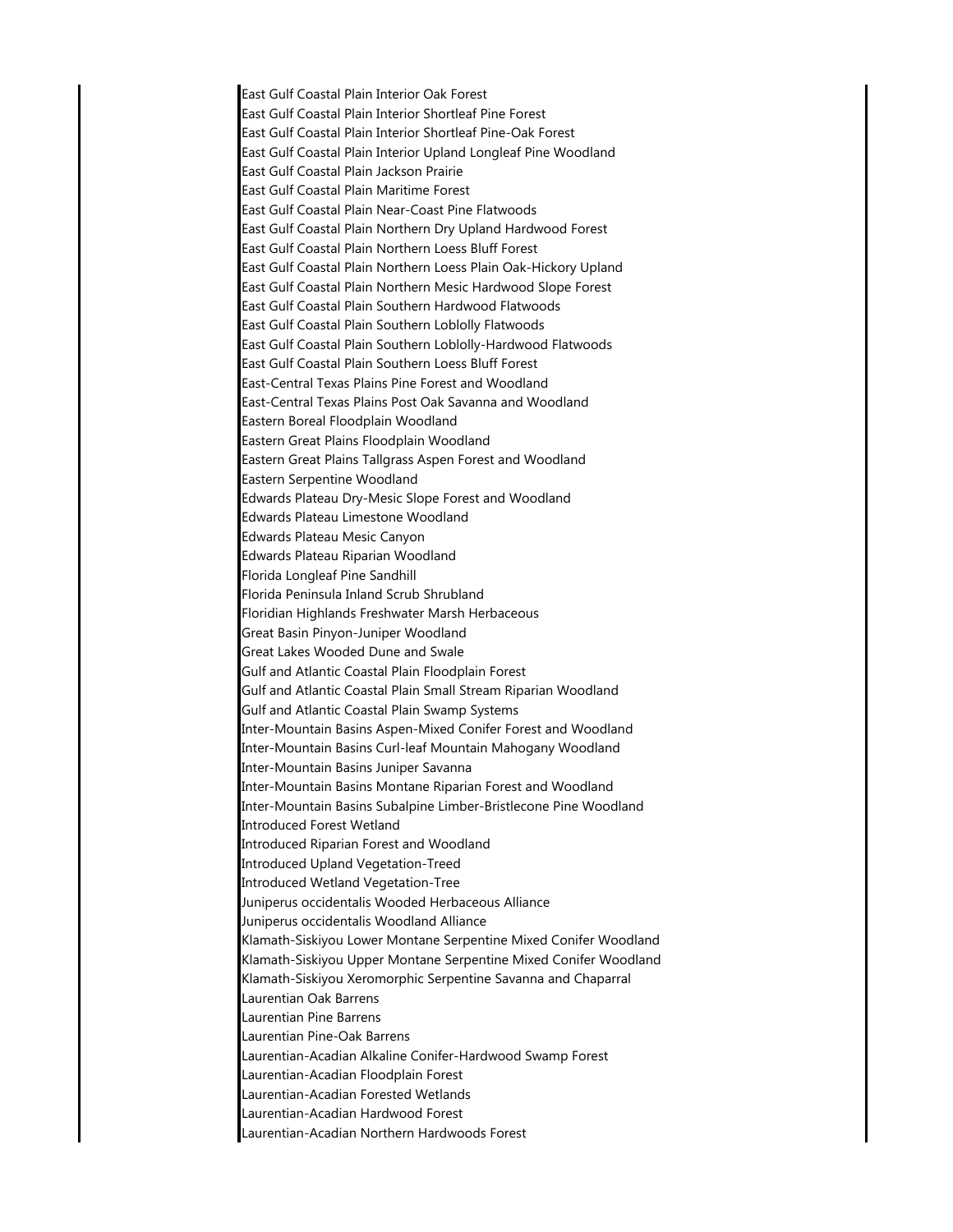East Gulf Coastal Plain Interior Oak Forest
East Gulf Coastal Plain Interior Shortleaf Pine Forest
East Gulf Coastal Plain Interior Shortleaf Pine-Oak Forest
East Gulf Coastal Plain Interior Upland Longleaf Pine Woodland
East Gulf Coastal Plain Jackson Prairie
East Gulf Coastal Plain Maritime Forest
East Gulf Coastal Plain Near-Coast Pine Flatwoods
East Gulf Coastal Plain Northern Dry Upland Hardwood Forest
East Gulf Coastal Plain Northern Loess Bluff Forest
East Gulf Coastal Plain Northern Loess Plain Oak-Hickory Upland
East Gulf Coastal Plain Northern Mesic Hardwood Slope Forest
East Gulf Coastal Plain Southern Hardwood Flatwoods
East Gulf Coastal Plain Southern Loblolly Flatwoods
East Gulf Coastal Plain Southern Loblolly-Hardwood Flatwoods
East Gulf Coastal Plain Southern Loess Bluff Forest
East-Central Texas Plains Pine Forest and Woodland
East-Central Texas Plains Post Oak Savanna and Woodland
Eastern Boreal Floodplain Woodland
Eastern Great Plains Floodplain Woodland
Eastern Great Plains Tallgrass Aspen Forest and Woodland
Eastern Serpentine Woodland
Edwards Plateau Dry-Mesic Slope Forest and Woodland
Edwards Plateau Limestone Woodland
Edwards Plateau Mesic Canyon
Edwards Plateau Riparian Woodland
Florida Longleaf Pine Sandhill
Florida Peninsula Inland Scrub Shrubland
Floridian Highlands Freshwater Marsh Herbaceous
Great Basin Pinyon-Juniper Woodland
Great Lakes Wooded Dune and Swale
Gulf and Atlantic Coastal Plain Floodplain Forest
Gulf and Atlantic Coastal Plain Small Stream Riparian Woodland
Gulf and Atlantic Coastal Plain Swamp Systems
Inter-Mountain Basins Aspen-Mixed Conifer Forest and Woodland
Inter-Mountain Basins Curl-leaf Mountain Mahogany Woodland
Inter-Mountain Basins Juniper Savanna
Inter-Mountain Basins Montane Riparian Forest and Woodland
Inter-Mountain Basins Subalpine Limber-Bristlecone Pine Woodland
Introduced Forest Wetland
Introduced Riparian Forest and Woodland
Introduced Upland Vegetation-Treed
Introduced Wetland Vegetation-Tree
Juniperus occidentalis Wooded Herbaceous Alliance
Juniperus occidentalis Woodland Alliance
Klamath-Siskiyou Lower Montane Serpentine Mixed Conifer Woodland
Klamath-Siskiyou Upper Montane Serpentine Mixed Conifer Woodland
Klamath-Siskiyou Xeromorphic Serpentine Savanna and Chaparral
Laurentian Oak Barrens
Laurentian Pine Barrens
Laurentian Pine-Oak Barrens
Laurentian-Acadian Alkaline Conifer-Hardwood Swamp Forest
Laurentian-Acadian Floodplain Forest
Laurentian-Acadian Forested Wetlands
Laurentian-Acadian Hardwood Forest
Laurentian-Acadian Northern Hardwoods Forest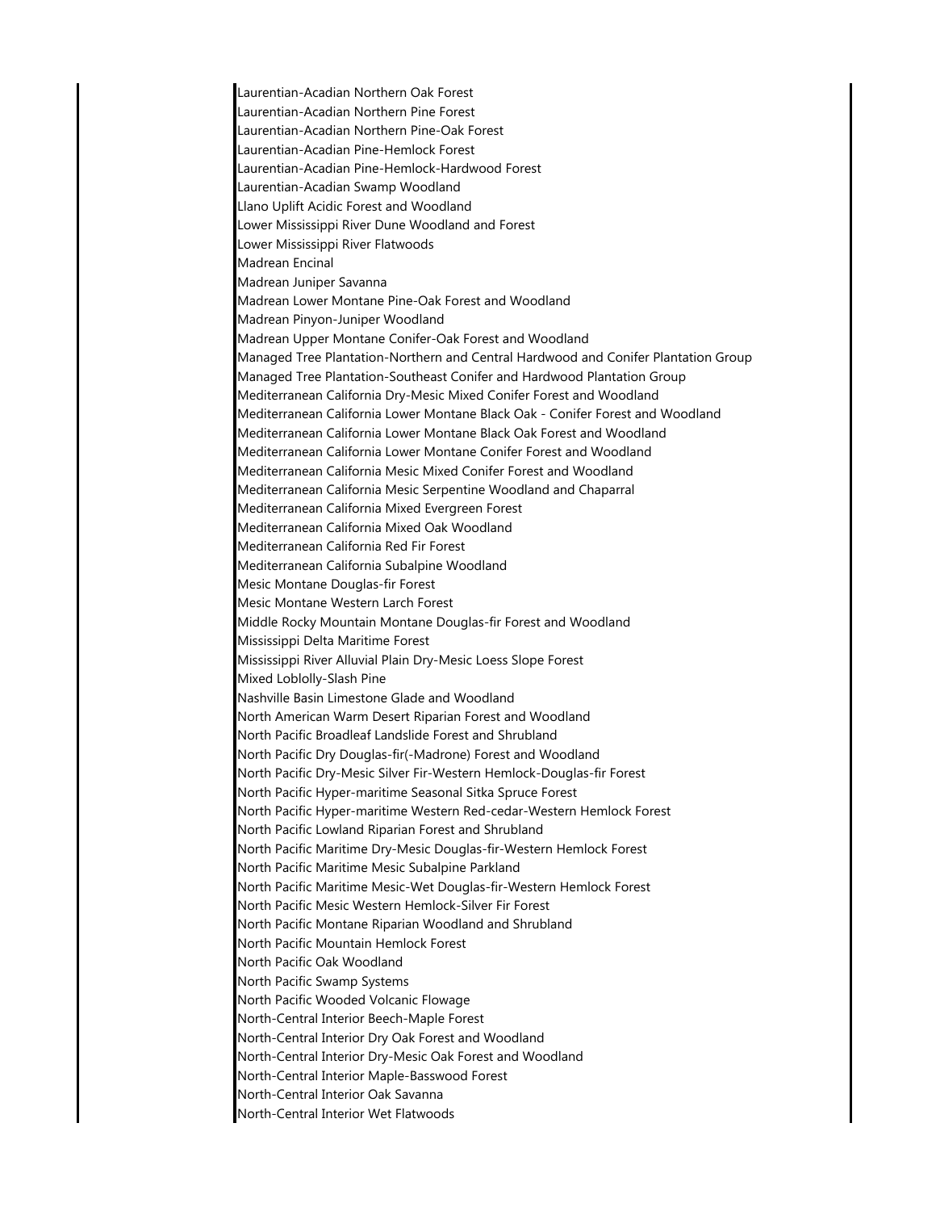Laurentian-Acadian Northern Oak Forest
Laurentian-Acadian Northern Pine Forest
Laurentian-Acadian Northern Pine-Oak Forest
Laurentian-Acadian Pine-Hemlock Forest
Laurentian-Acadian Pine-Hemlock-Hardwood Forest
Laurentian-Acadian Swamp Woodland
Llano Uplift Acidic Forest and Woodland
Lower Mississippi River Dune Woodland and Forest
Lower Mississippi River Flatwoods
Madrean Encinal
Madrean Juniper Savanna
Madrean Lower Montane Pine-Oak Forest and Woodland
Madrean Pinyon-Juniper Woodland
Madrean Upper Montane Conifer-Oak Forest and Woodland
Managed Tree Plantation-Northern and Central Hardwood and Conifer Plantation Group
Managed Tree Plantation-Southeast Conifer and Hardwood Plantation Group
Mediterranean California Dry-Mesic Mixed Conifer Forest and Woodland
Mediterranean California Lower Montane Black Oak - Conifer Forest and Woodland
Mediterranean California Lower Montane Black Oak Forest and Woodland
Mediterranean California Lower Montane Conifer Forest and Woodland
Mediterranean California Mesic Mixed Conifer Forest and Woodland
Mediterranean California Mesic Serpentine Woodland and Chaparral
Mediterranean California Mixed Evergreen Forest
Mediterranean California Mixed Oak Woodland
Mediterranean California Red Fir Forest
Mediterranean California Subalpine Woodland
Mesic Montane Douglas-fir Forest
Mesic Montane Western Larch Forest
Middle Rocky Mountain Montane Douglas-fir Forest and Woodland
Mississippi Delta Maritime Forest
Mississippi River Alluvial Plain Dry-Mesic Loess Slope Forest
Mixed Loblolly-Slash Pine
Nashville Basin Limestone Glade and Woodland
North American Warm Desert Riparian Forest and Woodland
North Pacific Broadleaf Landslide Forest and Shrubland
North Pacific Dry Douglas-fir(-Madrone) Forest and Woodland
North Pacific Dry-Mesic Silver Fir-Western Hemlock-Douglas-fir Forest
North Pacific Hyper-maritime Seasonal Sitka Spruce Forest
North Pacific Hyper-maritime Western Red-cedar-Western Hemlock Forest
North Pacific Lowland Riparian Forest and Shrubland
North Pacific Maritime Dry-Mesic Douglas-fir-Western Hemlock Forest
North Pacific Maritime Mesic Subalpine Parkland
North Pacific Maritime Mesic-Wet Douglas-fir-Western Hemlock Forest
North Pacific Mesic Western Hemlock-Silver Fir Forest
North Pacific Montane Riparian Woodland and Shrubland
North Pacific Mountain Hemlock Forest
North Pacific Oak Woodland
North Pacific Swamp Systems
North Pacific Wooded Volcanic Flowage
North-Central Interior Beech-Maple Forest
North-Central Interior Dry Oak Forest and Woodland
North-Central Interior Dry-Mesic Oak Forest and Woodland
North-Central Interior Maple-Basswood Forest
North-Central Interior Oak Savanna
North-Central Interior Wet Flatwoods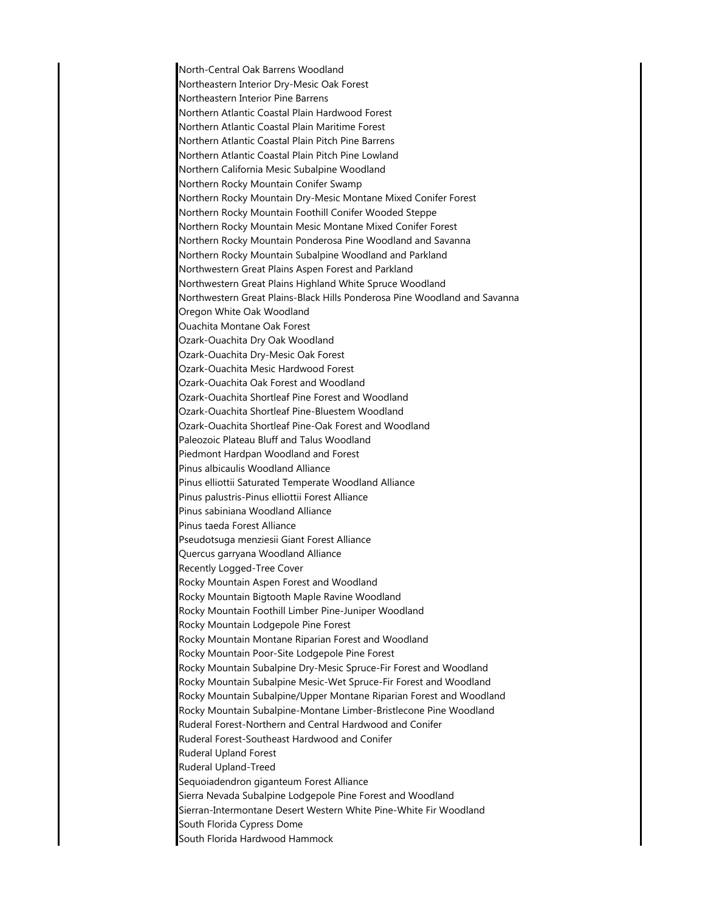North-Central Oak Barrens Woodland
Northeastern Interior Dry-Mesic Oak Forest
Northeastern Interior Pine Barrens
Northern Atlantic Coastal Plain Hardwood Forest
Northern Atlantic Coastal Plain Maritime Forest
Northern Atlantic Coastal Plain Pitch Pine Barrens
Northern Atlantic Coastal Plain Pitch Pine Lowland
Northern California Mesic Subalpine Woodland
Northern Rocky Mountain Conifer Swamp
Northern Rocky Mountain Dry-Mesic Montane Mixed Conifer Forest
Northern Rocky Mountain Foothill Conifer Wooded Steppe
Northern Rocky Mountain Mesic Montane Mixed Conifer Forest
Northern Rocky Mountain Ponderosa Pine Woodland and Savanna
Northern Rocky Mountain Subalpine Woodland and Parkland
Northwestern Great Plains Aspen Forest and Parkland
Northwestern Great Plains Highland White Spruce Woodland
Northwestern Great Plains-Black Hills Ponderosa Pine Woodland and Savanna
Oregon White Oak Woodland
Ouachita Montane Oak Forest
Ozark-Ouachita Dry Oak Woodland
Ozark-Ouachita Dry-Mesic Oak Forest
Ozark-Ouachita Mesic Hardwood Forest
Ozark-Ouachita Oak Forest and Woodland
Ozark-Ouachita Shortleaf Pine Forest and Woodland
Ozark-Ouachita Shortleaf Pine-Bluestem Woodland
Ozark-Ouachita Shortleaf Pine-Oak Forest and Woodland
Paleozoic Plateau Bluff and Talus Woodland
Piedmont Hardpan Woodland and Forest
Pinus albicaulis Woodland Alliance
Pinus elliottii Saturated Temperate Woodland Alliance
Pinus palustris-Pinus elliottii Forest Alliance
Pinus sabiniana Woodland Alliance
Pinus taeda Forest Alliance
Pseudotsuga menziesii Giant Forest Alliance
Quercus garryana Woodland Alliance
Recently Logged-Tree Cover
Rocky Mountain Aspen Forest and Woodland
Rocky Mountain Bigtooth Maple Ravine Woodland
Rocky Mountain Foothill Limber Pine-Juniper Woodland
Rocky Mountain Lodgepole Pine Forest
Rocky Mountain Montane Riparian Forest and Woodland
Rocky Mountain Poor-Site Lodgepole Pine Forest
Rocky Mountain Subalpine Dry-Mesic Spruce-Fir Forest and Woodland
Rocky Mountain Subalpine Mesic-Wet Spruce-Fir Forest and Woodland
Rocky Mountain Subalpine/Upper Montane Riparian Forest and Woodland
Rocky Mountain Subalpine-Montane Limber-Bristlecone Pine Woodland
Ruderal Forest-Northern and Central Hardwood and Conifer
Ruderal Forest-Southeast Hardwood and Conifer
Ruderal Upland Forest
Ruderal Upland-Treed
Sequoiadendron giganteum Forest Alliance
Sierra Nevada Subalpine Lodgepole Pine Forest and Woodland
Sierran-Intermontane Desert Western White Pine-White Fir Woodland
South Florida Cypress Dome
South Florida Hardwood Hammock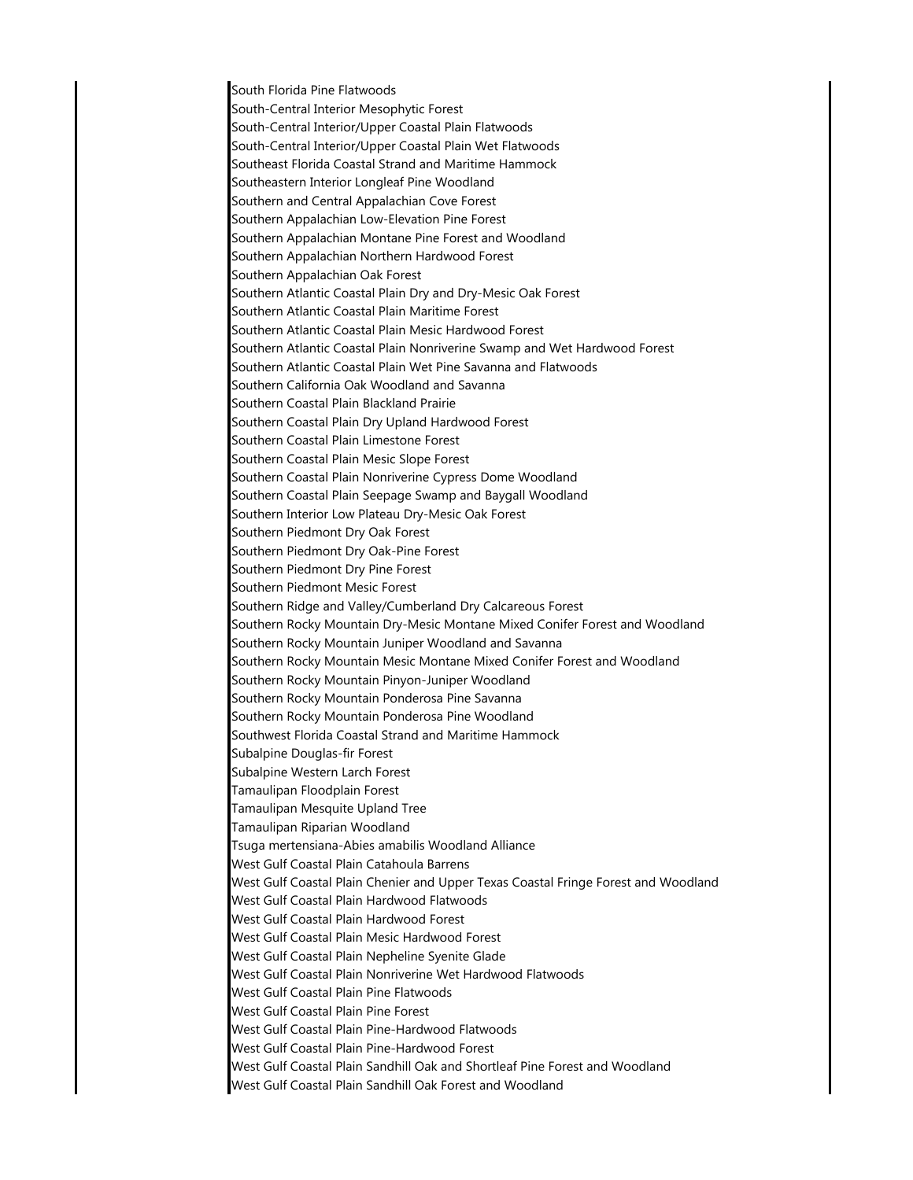South Florida Pine Flatwoods
South-Central Interior Mesophytic Forest
South-Central Interior/Upper Coastal Plain Flatwoods
South-Central Interior/Upper Coastal Plain Wet Flatwoods
Southeast Florida Coastal Strand and Maritime Hammock
Southeastern Interior Longleaf Pine Woodland
Southern and Central Appalachian Cove Forest
Southern Appalachian Low-Elevation Pine Forest
Southern Appalachian Montane Pine Forest and Woodland
Southern Appalachian Northern Hardwood Forest
Southern Appalachian Oak Forest
Southern Atlantic Coastal Plain Dry and Dry-Mesic Oak Forest
Southern Atlantic Coastal Plain Maritime Forest
Southern Atlantic Coastal Plain Mesic Hardwood Forest
Southern Atlantic Coastal Plain Nonriverine Swamp and Wet Hardwood Forest
Southern Atlantic Coastal Plain Wet Pine Savanna and Flatwoods
Southern California Oak Woodland and Savanna
Southern Coastal Plain Blackland Prairie
Southern Coastal Plain Dry Upland Hardwood Forest
Southern Coastal Plain Limestone Forest
Southern Coastal Plain Mesic Slope Forest
Southern Coastal Plain Nonriverine Cypress Dome Woodland
Southern Coastal Plain Seepage Swamp and Baygall Woodland
Southern Interior Low Plateau Dry-Mesic Oak Forest
Southern Piedmont Dry Oak Forest
Southern Piedmont Dry Oak-Pine Forest
Southern Piedmont Dry Pine Forest
Southern Piedmont Mesic Forest
Southern Ridge and Valley/Cumberland Dry Calcareous Forest
Southern Rocky Mountain Dry-Mesic Montane Mixed Conifer Forest and Woodland
Southern Rocky Mountain Juniper Woodland and Savanna
Southern Rocky Mountain Mesic Montane Mixed Conifer Forest and Woodland
Southern Rocky Mountain Pinyon-Juniper Woodland
Southern Rocky Mountain Ponderosa Pine Savanna
Southern Rocky Mountain Ponderosa Pine Woodland
Southwest Florida Coastal Strand and Maritime Hammock
Subalpine Douglas-fir Forest
Subalpine Western Larch Forest
Tamaulipan Floodplain Forest
Tamaulipan Mesquite Upland Tree
Tamaulipan Riparian Woodland
Tsuga mertensiana-Abies amabilis Woodland Alliance
West Gulf Coastal Plain Catahoula Barrens
West Gulf Coastal Plain Chenier and Upper Texas Coastal Fringe Forest and Woodland
West Gulf Coastal Plain Hardwood Flatwoods
West Gulf Coastal Plain Hardwood Forest
West Gulf Coastal Plain Mesic Hardwood Forest
West Gulf Coastal Plain Nepheline Syenite Glade
West Gulf Coastal Plain Nonriverine Wet Hardwood Flatwoods
West Gulf Coastal Plain Pine Flatwoods
West Gulf Coastal Plain Pine Forest
West Gulf Coastal Plain Pine-Hardwood Flatwoods
West Gulf Coastal Plain Pine-Hardwood Forest
West Gulf Coastal Plain Sandhill Oak and Shortleaf Pine Forest and Woodland
West Gulf Coastal Plain Sandhill Oak Forest and Woodland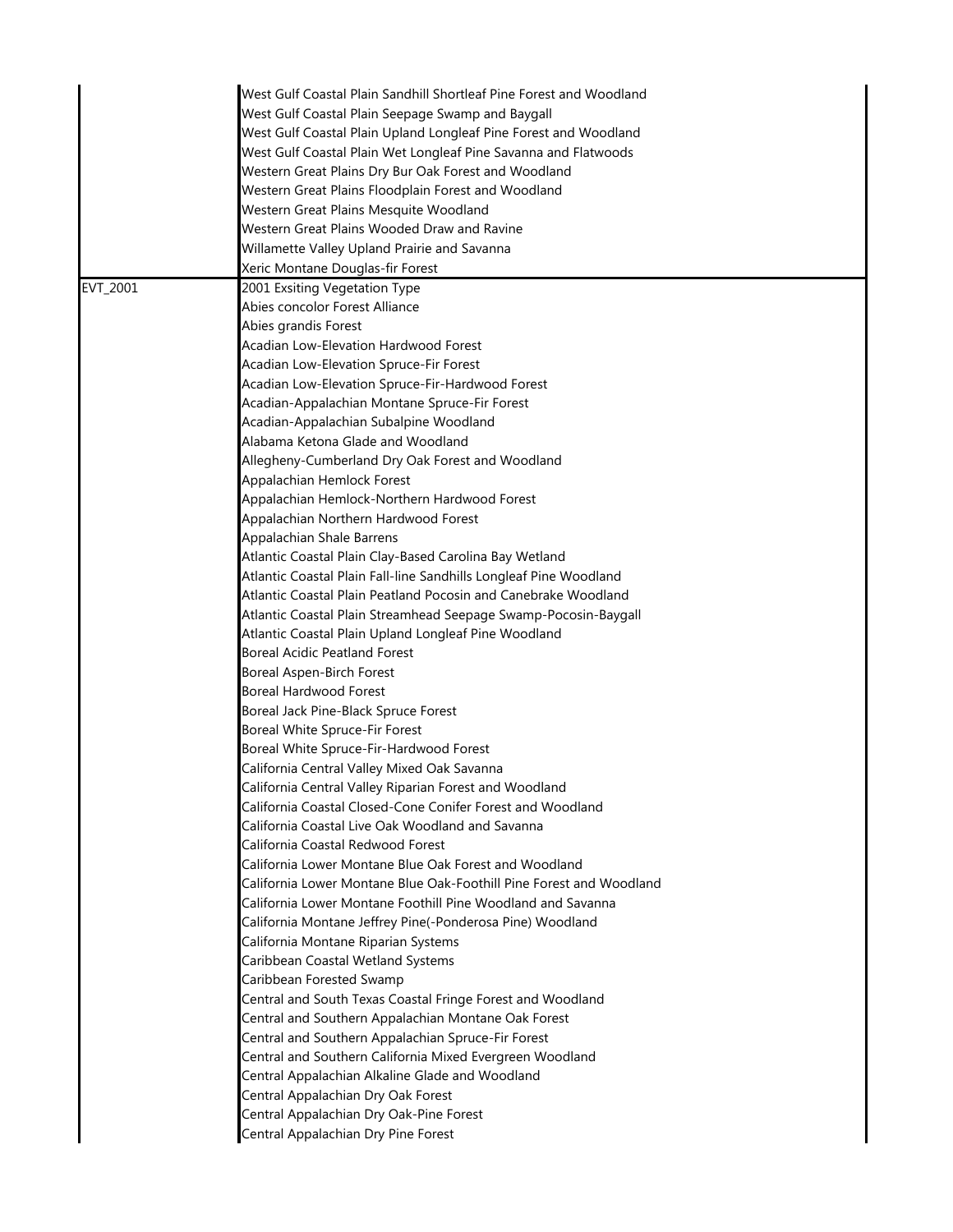| | |
|---|---|
| | West Gulf Coastal Plain Sandhill Shortleaf Pine Forest and Woodland<br>West Gulf Coastal Plain Seepage Swamp and Baygall<br>West Gulf Coastal Plain Upland Longleaf Pine Forest and Woodland<br>West Gulf Coastal Plain Wet Longleaf Pine Savanna and Flatwoods<br>Western Great Plains Dry Bur Oak Forest and Woodland<br>Western Great Plains Floodplain Forest and Woodland<br>Western Great Plains Mesquite Woodland<br>Western Great Plains Wooded Draw and Ravine<br>Willamette Valley Upland Prairie and Savanna<br>Xeric Montane Douglas-fir Forest |
| EVT_2001 | 2001 Exsiting Vegetation Type<br>Abies concolor Forest Alliance<br>Abies grandis Forest<br>Acadian Low-Elevation Hardwood Forest<br>Acadian Low-Elevation Spruce-Fir Forest<br>Acadian Low-Elevation Spruce-Fir-Hardwood Forest<br>Acadian-Appalachian Montane Spruce-Fir Forest<br>Acadian-Appalachian Subalpine Woodland<br>Alabama Ketona Glade and Woodland<br>Allegheny-Cumberland Dry Oak Forest and Woodland<br>Appalachian Hemlock Forest<br>Appalachian Hemlock-Northern Hardwood Forest<br>Appalachian Northern Hardwood Forest<br>Appalachian Shale Barrens<br>Atlantic Coastal Plain Clay-Based Carolina Bay Wetland<br>Atlantic Coastal Plain Fall-line Sandhills Longleaf Pine Woodland<br>Atlantic Coastal Plain Peatland Pocosin and Canebrake Woodland<br>Atlantic Coastal Plain Streamhead Seepage Swamp-Pocosin-Baygall<br>Atlantic Coastal Plain Upland Longleaf Pine Woodland<br>Boreal Acidic Peatland Forest<br>Boreal Aspen-Birch Forest<br>Boreal Hardwood Forest<br>Boreal Jack Pine-Black Spruce Forest<br>Boreal White Spruce-Fir Forest<br>Boreal White Spruce-Fir-Hardwood Forest<br>California Central Valley Mixed Oak Savanna<br>California Central Valley Riparian Forest and Woodland<br>California Coastal Closed-Cone Conifer Forest and Woodland<br>California Coastal Live Oak Woodland and Savanna<br>California Coastal Redwood Forest<br>California Lower Montane Blue Oak Forest and Woodland<br>California Lower Montane Blue Oak-Foothill Pine Forest and Woodland<br>California Lower Montane Foothill Pine Woodland and Savanna<br>California Montane Jeffrey Pine(-Ponderosa Pine) Woodland<br>California Montane Riparian Systems<br>Caribbean Coastal Wetland Systems<br>Caribbean Forested Swamp<br>Central and South Texas Coastal Fringe Forest and Woodland<br>Central and Southern Appalachian Montane Oak Forest<br>Central and Southern Appalachian Spruce-Fir Forest<br>Central and Southern California Mixed Evergreen Woodland<br>Central Appalachian Alkaline Glade and Woodland<br>Central Appalachian Dry Oak Forest<br>Central Appalachian Dry Oak-Pine Forest<br>Central Appalachian Dry Pine Forest |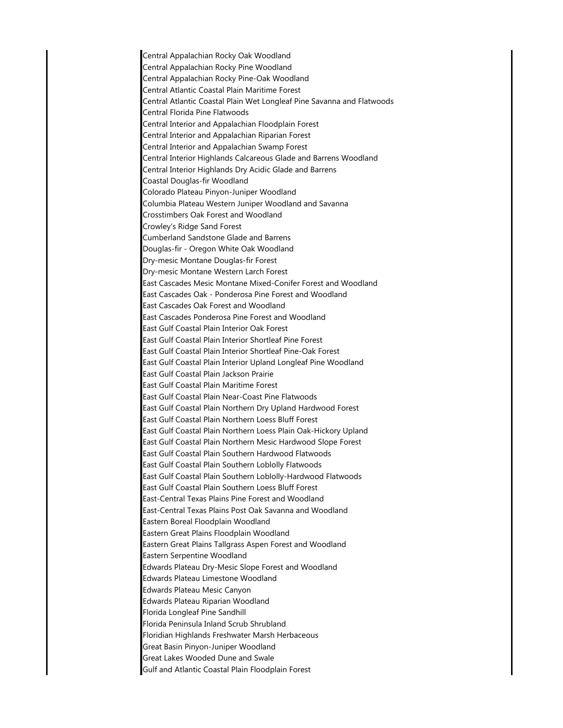Central Appalachian Rocky Oak Woodland
Central Appalachian Rocky Pine Woodland
Central Appalachian Rocky Pine-Oak Woodland
Central Atlantic Coastal Plain Maritime Forest
Central Atlantic Coastal Plain Wet Longleaf Pine Savanna and Flatwoods
Central Florida Pine Flatwoods
Central Interior and Appalachian Floodplain Forest
Central Interior and Appalachian Riparian Forest
Central Interior and Appalachian Swamp Forest
Central Interior Highlands Calcareous Glade and Barrens Woodland
Central Interior Highlands Dry Acidic Glade and Barrens
Coastal Douglas-fir Woodland
Colorado Plateau Pinyon-Juniper Woodland
Columbia Plateau Western Juniper Woodland and Savanna
Crosstimbers Oak Forest and Woodland
Crowley's Ridge Sand Forest
Cumberland Sandstone Glade and Barrens
Douglas-fir - Oregon White Oak Woodland
Dry-mesic Montane Douglas-fir Forest
Dry-mesic Montane Western Larch Forest
East Cascades Mesic Montane Mixed-Conifer Forest and Woodland
East Cascades Oak - Ponderosa Pine Forest and Woodland
East Cascades Oak Forest and Woodland
East Cascades Ponderosa Pine Forest and Woodland
East Gulf Coastal Plain Interior Oak Forest
East Gulf Coastal Plain Interior Shortleaf Pine Forest
East Gulf Coastal Plain Interior Shortleaf Pine-Oak Forest
East Gulf Coastal Plain Interior Upland Longleaf Pine Woodland
East Gulf Coastal Plain Jackson Prairie
East Gulf Coastal Plain Maritime Forest
East Gulf Coastal Plain Near-Coast Pine Flatwoods
East Gulf Coastal Plain Northern Dry Upland Hardwood Forest
East Gulf Coastal Plain Northern Loess Bluff Forest
East Gulf Coastal Plain Northern Loess Plain Oak-Hickory Upland
East Gulf Coastal Plain Northern Mesic Hardwood Slope Forest
East Gulf Coastal Plain Southern Hardwood Flatwoods
East Gulf Coastal Plain Southern Loblolly Flatwoods
East Gulf Coastal Plain Southern Loblolly-Hardwood Flatwoods
East Gulf Coastal Plain Southern Loess Bluff Forest
East-Central Texas Plains Pine Forest and Woodland
East-Central Texas Plains Post Oak Savanna and Woodland
Eastern Boreal Floodplain Woodland
Eastern Great Plains Floodplain Woodland
Eastern Great Plains Tallgrass Aspen Forest and Woodland
Eastern Serpentine Woodland
Edwards Plateau Dry-Mesic Slope Forest and Woodland
Edwards Plateau Limestone Woodland
Edwards Plateau Mesic Canyon
Edwards Plateau Riparian Woodland
Florida Longleaf Pine Sandhill
Florida Peninsula Inland Scrub Shrubland
Floridian Highlands Freshwater Marsh Herbaceous
Great Basin Pinyon-Juniper Woodland
Great Lakes Wooded Dune and Swale
Gulf and Atlantic Coastal Plain Floodplain Forest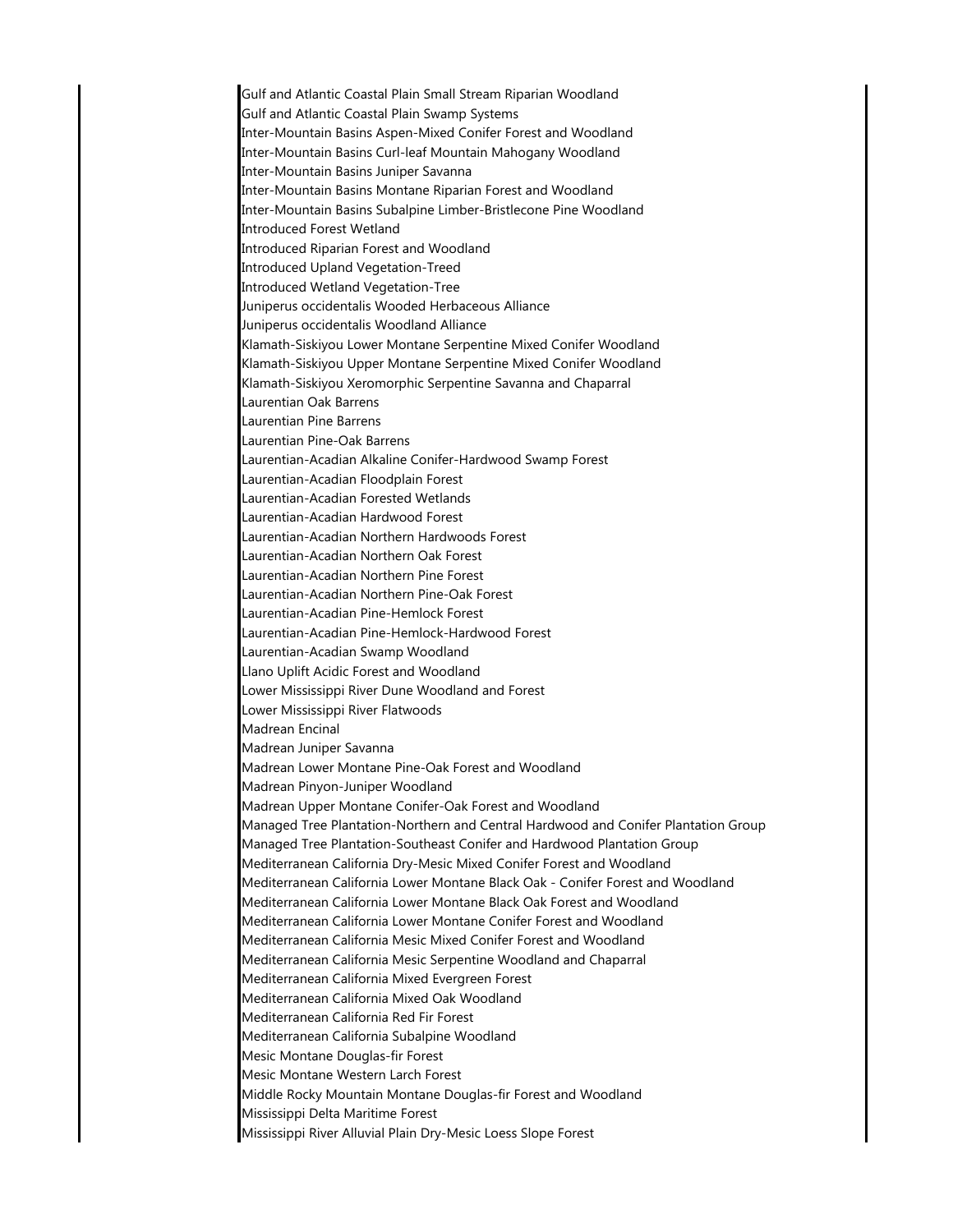Gulf and Atlantic Coastal Plain Small Stream Riparian Woodland
Gulf and Atlantic Coastal Plain Swamp Systems
Inter-Mountain Basins Aspen-Mixed Conifer Forest and Woodland
Inter-Mountain Basins Curl-leaf Mountain Mahogany Woodland
Inter-Mountain Basins Juniper Savanna
Inter-Mountain Basins Montane Riparian Forest and Woodland
Inter-Mountain Basins Subalpine Limber-Bristlecone Pine Woodland
Introduced Forest Wetland
Introduced Riparian Forest and Woodland
Introduced Upland Vegetation-Treed
Introduced Wetland Vegetation-Tree
Juniperus occidentalis Wooded Herbaceous Alliance
Juniperus occidentalis Woodland Alliance
Klamath-Siskiyou Lower Montane Serpentine Mixed Conifer Woodland
Klamath-Siskiyou Upper Montane Serpentine Mixed Conifer Woodland
Klamath-Siskiyou Xeromorphic Serpentine Savanna and Chaparral
Laurentian Oak Barrens
Laurentian Pine Barrens
Laurentian Pine-Oak Barrens
Laurentian-Acadian Alkaline Conifer-Hardwood Swamp Forest
Laurentian-Acadian Floodplain Forest
Laurentian-Acadian Forested Wetlands
Laurentian-Acadian Hardwood Forest
Laurentian-Acadian Northern Hardwoods Forest
Laurentian-Acadian Northern Oak Forest
Laurentian-Acadian Northern Pine Forest
Laurentian-Acadian Northern Pine-Oak Forest
Laurentian-Acadian Pine-Hemlock Forest
Laurentian-Acadian Pine-Hemlock-Hardwood Forest
Laurentian-Acadian Swamp Woodland
Llano Uplift Acidic Forest and Woodland
Lower Mississippi River Dune Woodland and Forest
Lower Mississippi River Flatwoods
Madrean Encinal
Madrean Juniper Savanna
Madrean Lower Montane Pine-Oak Forest and Woodland
Madrean Pinyon-Juniper Woodland
Madrean Upper Montane Conifer-Oak Forest and Woodland
Managed Tree Plantation-Northern and Central Hardwood and Conifer Plantation Group
Managed Tree Plantation-Southeast Conifer and Hardwood Plantation Group
Mediterranean California Dry-Mesic Mixed Conifer Forest and Woodland
Mediterranean California Lower Montane Black Oak - Conifer Forest and Woodland
Mediterranean California Lower Montane Black Oak Forest and Woodland
Mediterranean California Lower Montane Conifer Forest and Woodland
Mediterranean California Mesic Mixed Conifer Forest and Woodland
Mediterranean California Mesic Serpentine Woodland and Chaparral
Mediterranean California Mixed Evergreen Forest
Mediterranean California Mixed Oak Woodland
Mediterranean California Red Fir Forest
Mediterranean California Subalpine Woodland
Mesic Montane Douglas-fir Forest
Mesic Montane Western Larch Forest
Middle Rocky Mountain Montane Douglas-fir Forest and Woodland
Mississippi Delta Maritime Forest
Mississippi River Alluvial Plain Dry-Mesic Loess Slope Forest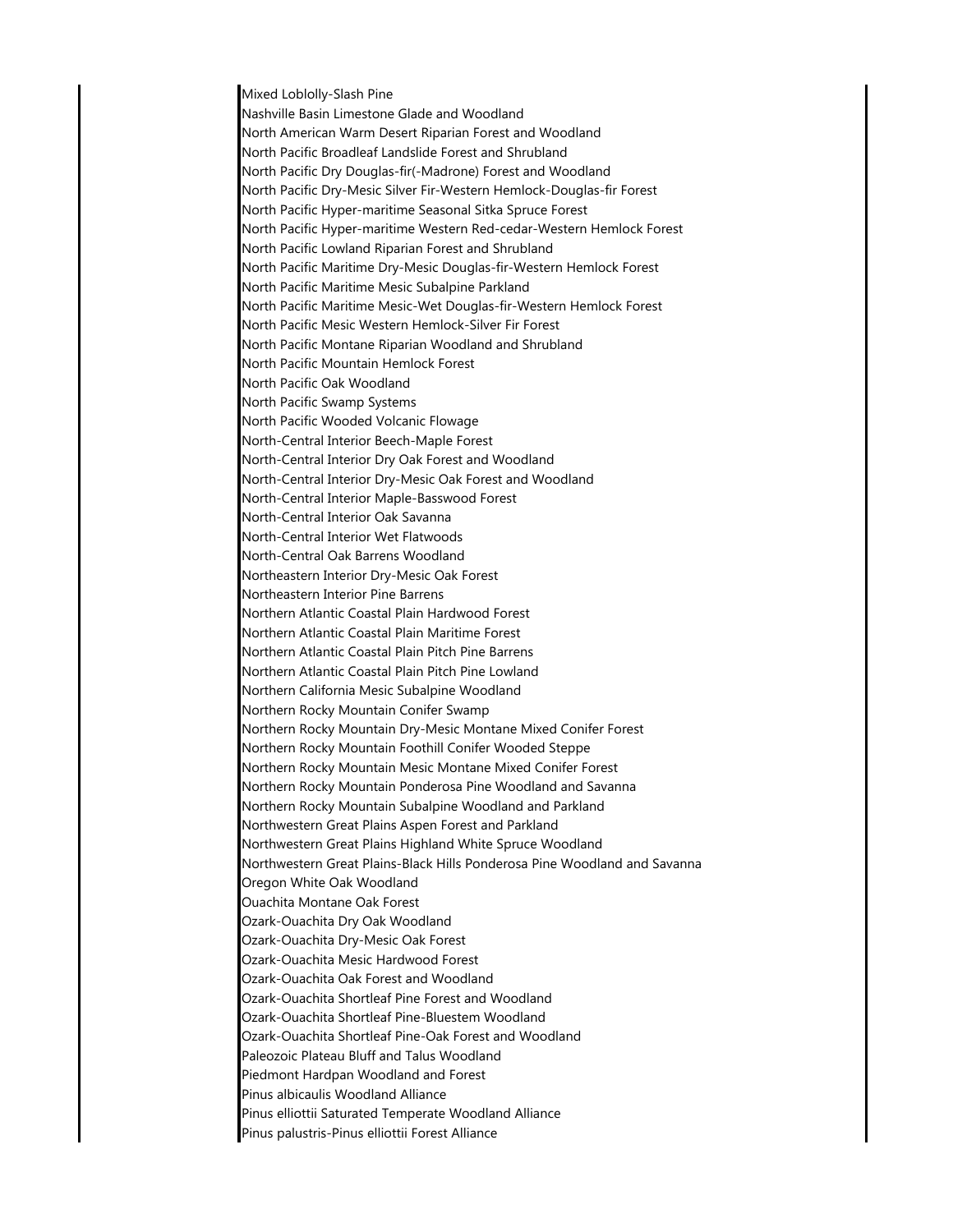Mixed Loblolly-Slash Pine
Nashville Basin Limestone Glade and Woodland
North American Warm Desert Riparian Forest and Woodland
North Pacific Broadleaf Landslide Forest and Shrubland
North Pacific Dry Douglas-fir(-Madrone) Forest and Woodland
North Pacific Dry-Mesic Silver Fir-Western Hemlock-Douglas-fir Forest
North Pacific Hyper-maritime Seasonal Sitka Spruce Forest
North Pacific Hyper-maritime Western Red-cedar-Western Hemlock Forest
North Pacific Lowland Riparian Forest and Shrubland
North Pacific Maritime Dry-Mesic Douglas-fir-Western Hemlock Forest
North Pacific Maritime Mesic Subalpine Parkland
North Pacific Maritime Mesic-Wet Douglas-fir-Western Hemlock Forest
North Pacific Mesic Western Hemlock-Silver Fir Forest
North Pacific Montane Riparian Woodland and Shrubland
North Pacific Mountain Hemlock Forest
North Pacific Oak Woodland
North Pacific Swamp Systems
North Pacific Wooded Volcanic Flowage
North-Central Interior Beech-Maple Forest
North-Central Interior Dry Oak Forest and Woodland
North-Central Interior Dry-Mesic Oak Forest and Woodland
North-Central Interior Maple-Basswood Forest
North-Central Interior Oak Savanna
North-Central Interior Wet Flatwoods
North-Central Oak Barrens Woodland
Northeastern Interior Dry-Mesic Oak Forest
Northeastern Interior Pine Barrens
Northern Atlantic Coastal Plain Hardwood Forest
Northern Atlantic Coastal Plain Maritime Forest
Northern Atlantic Coastal Plain Pitch Pine Barrens
Northern Atlantic Coastal Plain Pitch Pine Lowland
Northern California Mesic Subalpine Woodland
Northern Rocky Mountain Conifer Swamp
Northern Rocky Mountain Dry-Mesic Montane Mixed Conifer Forest
Northern Rocky Mountain Foothill Conifer Wooded Steppe
Northern Rocky Mountain Mesic Montane Mixed Conifer Forest
Northern Rocky Mountain Ponderosa Pine Woodland and Savanna
Northern Rocky Mountain Subalpine Woodland and Parkland
Northwestern Great Plains Aspen Forest and Parkland
Northwestern Great Plains Highland White Spruce Woodland
Northwestern Great Plains-Black Hills Ponderosa Pine Woodland and Savanna
Oregon White Oak Woodland
Ouachita Montane Oak Forest
Ozark-Ouachita Dry Oak Woodland
Ozark-Ouachita Dry-Mesic Oak Forest
Ozark-Ouachita Mesic Hardwood Forest
Ozark-Ouachita Oak Forest and Woodland
Ozark-Ouachita Shortleaf Pine Forest and Woodland
Ozark-Ouachita Shortleaf Pine-Bluestem Woodland
Ozark-Ouachita Shortleaf Pine-Oak Forest and Woodland
Paleozoic Plateau Bluff and Talus Woodland
Piedmont Hardpan Woodland and Forest
Pinus albicaulis Woodland Alliance
Pinus elliottii Saturated Temperate Woodland Alliance
Pinus palustris-Pinus elliottii Forest Alliance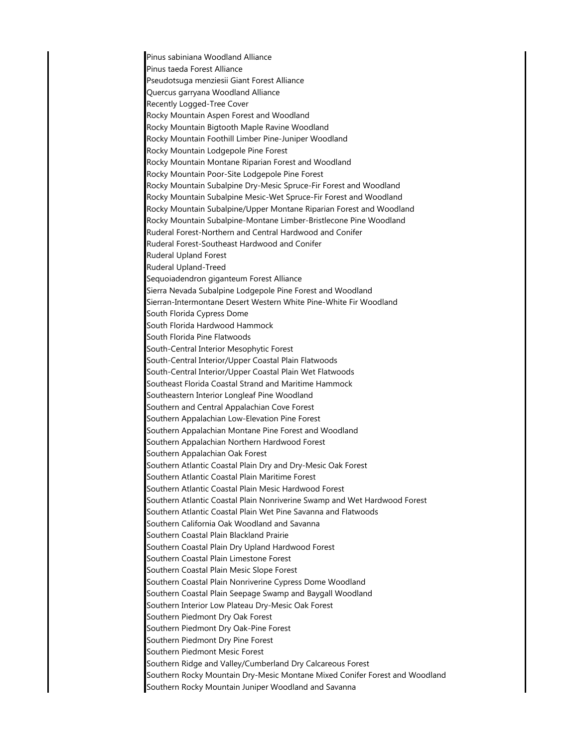Pinus sabiniana Woodland Alliance
Pinus taeda Forest Alliance
Pseudotsuga menziesii Giant Forest Alliance
Quercus garryana Woodland Alliance
Recently Logged-Tree Cover
Rocky Mountain Aspen Forest and Woodland
Rocky Mountain Bigtooth Maple Ravine Woodland
Rocky Mountain Foothill Limber Pine-Juniper Woodland
Rocky Mountain Lodgepole Pine Forest
Rocky Mountain Montane Riparian Forest and Woodland
Rocky Mountain Poor-Site Lodgepole Pine Forest
Rocky Mountain Subalpine Dry-Mesic Spruce-Fir Forest and Woodland
Rocky Mountain Subalpine Mesic-Wet Spruce-Fir Forest and Woodland
Rocky Mountain Subalpine/Upper Montane Riparian Forest and Woodland
Rocky Mountain Subalpine-Montane Limber-Bristlecone Pine Woodland
Ruderal Forest-Northern and Central Hardwood and Conifer
Ruderal Forest-Southeast Hardwood and Conifer
Ruderal Upland Forest
Ruderal Upland-Treed
Sequoiadendron giganteum Forest Alliance
Sierra Nevada Subalpine Lodgepole Pine Forest and Woodland
Sierran-Intermontane Desert Western White Pine-White Fir Woodland
South Florida Cypress Dome
South Florida Hardwood Hammock
South Florida Pine Flatwoods
South-Central Interior Mesophytic Forest
South-Central Interior/Upper Coastal Plain Flatwoods
South-Central Interior/Upper Coastal Plain Wet Flatwoods
Southeast Florida Coastal Strand and Maritime Hammock
Southeastern Interior Longleaf Pine Woodland
Southern and Central Appalachian Cove Forest
Southern Appalachian Low-Elevation Pine Forest
Southern Appalachian Montane Pine Forest and Woodland
Southern Appalachian Northern Hardwood Forest
Southern Appalachian Oak Forest
Southern Atlantic Coastal Plain Dry and Dry-Mesic Oak Forest
Southern Atlantic Coastal Plain Maritime Forest
Southern Atlantic Coastal Plain Mesic Hardwood Forest
Southern Atlantic Coastal Plain Nonriverine Swamp and Wet Hardwood Forest
Southern Atlantic Coastal Plain Wet Pine Savanna and Flatwoods
Southern California Oak Woodland and Savanna
Southern Coastal Plain Blackland Prairie
Southern Coastal Plain Dry Upland Hardwood Forest
Southern Coastal Plain Limestone Forest
Southern Coastal Plain Mesic Slope Forest
Southern Coastal Plain Nonriverine Cypress Dome Woodland
Southern Coastal Plain Seepage Swamp and Baygall Woodland
Southern Interior Low Plateau Dry-Mesic Oak Forest
Southern Piedmont Dry Oak Forest
Southern Piedmont Dry Oak-Pine Forest
Southern Piedmont Dry Pine Forest
Southern Piedmont Mesic Forest
Southern Ridge and Valley/Cumberland Dry Calcareous Forest
Southern Rocky Mountain Dry-Mesic Montane Mixed Conifer Forest and Woodland
Southern Rocky Mountain Juniper Woodland and Savanna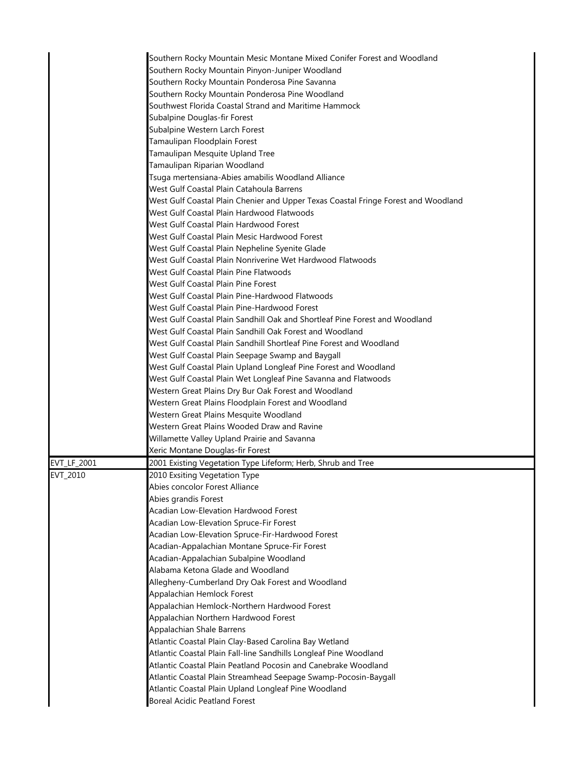| | |
|---|---|
| | Southern Rocky Mountain Mesic Montane Mixed Conifer Forest and Woodland<br>Southern Rocky Mountain Pinyon-Juniper Woodland<br>Southern Rocky Mountain Ponderosa Pine Savanna<br>Southern Rocky Mountain Ponderosa Pine Woodland<br>Southwest Florida Coastal Strand and Maritime Hammock<br>Subalpine Douglas-fir Forest<br>Subalpine Western Larch Forest<br>Tamaulipan Floodplain Forest<br>Tamaulipan Mesquite Upland Tree<br>Tamaulipan Riparian Woodland<br>Tsuga mertensiana-Abies amabilis Woodland Alliance<br>West Gulf Coastal Plain Catahoula Barrens<br>West Gulf Coastal Plain Chenier and Upper Texas Coastal Fringe Forest and Woodland<br>West Gulf Coastal Plain Hardwood Flatwoods<br>West Gulf Coastal Plain Hardwood Forest<br>West Gulf Coastal Plain Mesic Hardwood Forest<br>West Gulf Coastal Plain Nepheline Syenite Glade<br>West Gulf Coastal Plain Nonriverine Wet Hardwood Flatwoods<br>West Gulf Coastal Plain Pine Flatwoods<br>West Gulf Coastal Plain Pine Forest<br>West Gulf Coastal Plain Pine-Hardwood Flatwoods<br>West Gulf Coastal Plain Pine-Hardwood Forest<br>West Gulf Coastal Plain Sandhill Oak and Shortleaf Pine Forest and Woodland<br>West Gulf Coastal Plain Sandhill Oak Forest and Woodland<br>West Gulf Coastal Plain Sandhill Shortleaf Pine Forest and Woodland<br>West Gulf Coastal Plain Seepage Swamp and Baygall<br>West Gulf Coastal Plain Upland Longleaf Pine Forest and Woodland<br>West Gulf Coastal Plain Wet Longleaf Pine Savanna and Flatwoods<br>Western Great Plains Dry Bur Oak Forest and Woodland<br>Western Great Plains Floodplain Forest and Woodland<br>Western Great Plains Mesquite Woodland<br>Western Great Plains Wooded Draw and Ravine<br>Willamette Valley Upland Prairie and Savanna<br>Xeric Montane Douglas-fir Forest |
| EVT_LF_2001 | 2001 Existing Vegetation Type Lifeform; Herb, Shrub and Tree |
| EVT_2010 | 2010 Exsiting Vegetation Type<br>Abies concolor Forest Alliance<br>Abies grandis Forest<br>Acadian Low-Elevation Hardwood Forest<br>Acadian Low-Elevation Spruce-Fir Forest<br>Acadian Low-Elevation Spruce-Fir-Hardwood Forest<br>Acadian-Appalachian Montane Spruce-Fir Forest<br>Acadian-Appalachian Subalpine Woodland<br>Alabama Ketona Glade and Woodland<br>Allegheny-Cumberland Dry Oak Forest and Woodland<br>Appalachian Hemlock Forest<br>Appalachian Hemlock-Northern Hardwood Forest<br>Appalachian Northern Hardwood Forest<br>Appalachian Shale Barrens<br>Atlantic Coastal Plain Clay-Based Carolina Bay Wetland<br>Atlantic Coastal Plain Fall-line Sandhills Longleaf Pine Woodland<br>Atlantic Coastal Plain Peatland Pocosin and Canebrake Woodland<br>Atlantic Coastal Plain Streamhead Seepage Swamp-Pocosin-Baygall<br>Atlantic Coastal Plain Upland Longleaf Pine Woodland<br>Boreal Acidic Peatland Forest |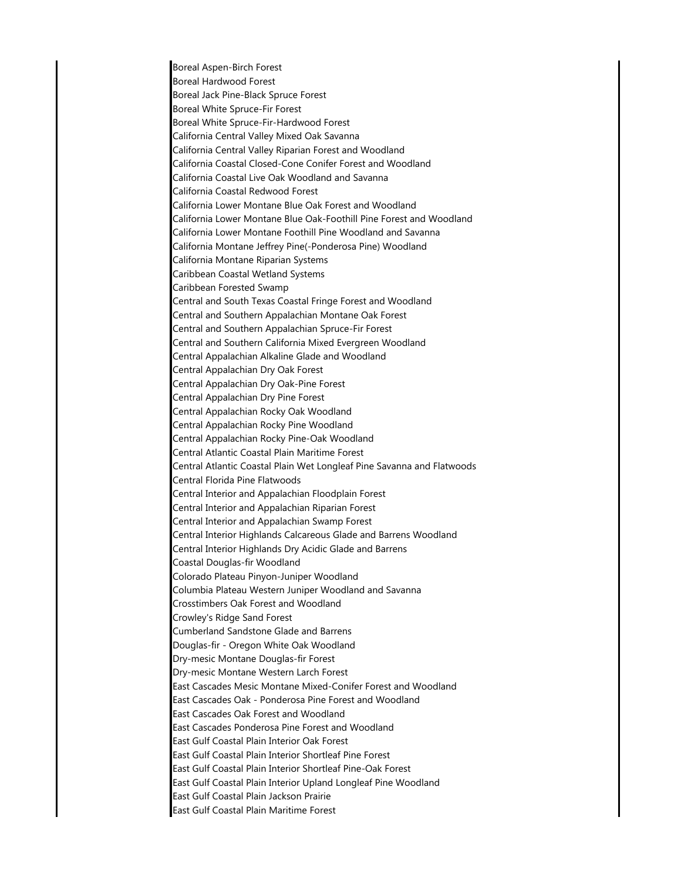Boreal Aspen-Birch Forest
Boreal Hardwood Forest
Boreal Jack Pine-Black Spruce Forest
Boreal White Spruce-Fir Forest
Boreal White Spruce-Fir-Hardwood Forest
California Central Valley Mixed Oak Savanna
California Central Valley Riparian Forest and Woodland
California Coastal Closed-Cone Conifer Forest and Woodland
California Coastal Live Oak Woodland and Savanna
California Coastal Redwood Forest
California Lower Montane Blue Oak Forest and Woodland
California Lower Montane Blue Oak-Foothill Pine Forest and Woodland
California Lower Montane Foothill Pine Woodland and Savanna
California Montane Jeffrey Pine(-Ponderosa Pine) Woodland
California Montane Riparian Systems
Caribbean Coastal Wetland Systems
Caribbean Forested Swamp
Central and South Texas Coastal Fringe Forest and Woodland
Central and Southern Appalachian Montane Oak Forest
Central and Southern Appalachian Spruce-Fir Forest
Central and Southern California Mixed Evergreen Woodland
Central Appalachian Alkaline Glade and Woodland
Central Appalachian Dry Oak Forest
Central Appalachian Dry Oak-Pine Forest
Central Appalachian Dry Pine Forest
Central Appalachian Rocky Oak Woodland
Central Appalachian Rocky Pine Woodland
Central Appalachian Rocky Pine-Oak Woodland
Central Atlantic Coastal Plain Maritime Forest
Central Atlantic Coastal Plain Wet Longleaf Pine Savanna and Flatwoods
Central Florida Pine Flatwoods
Central Interior and Appalachian Floodplain Forest
Central Interior and Appalachian Riparian Forest
Central Interior and Appalachian Swamp Forest
Central Interior Highlands Calcareous Glade and Barrens Woodland
Central Interior Highlands Dry Acidic Glade and Barrens
Coastal Douglas-fir Woodland
Colorado Plateau Pinyon-Juniper Woodland
Columbia Plateau Western Juniper Woodland and Savanna
Crosstimbers Oak Forest and Woodland
Crowley's Ridge Sand Forest
Cumberland Sandstone Glade and Barrens
Douglas-fir - Oregon White Oak Woodland
Dry-mesic Montane Douglas-fir Forest
Dry-mesic Montane Western Larch Forest
East Cascades Mesic Montane Mixed-Conifer Forest and Woodland
East Cascades Oak - Ponderosa Pine Forest and Woodland
East Cascades Oak Forest and Woodland
East Cascades Ponderosa Pine Forest and Woodland
East Gulf Coastal Plain Interior Oak Forest
East Gulf Coastal Plain Interior Shortleaf Pine Forest
East Gulf Coastal Plain Interior Shortleaf Pine-Oak Forest
East Gulf Coastal Plain Interior Upland Longleaf Pine Woodland
East Gulf Coastal Plain Jackson Prairie
East Gulf Coastal Plain Maritime Forest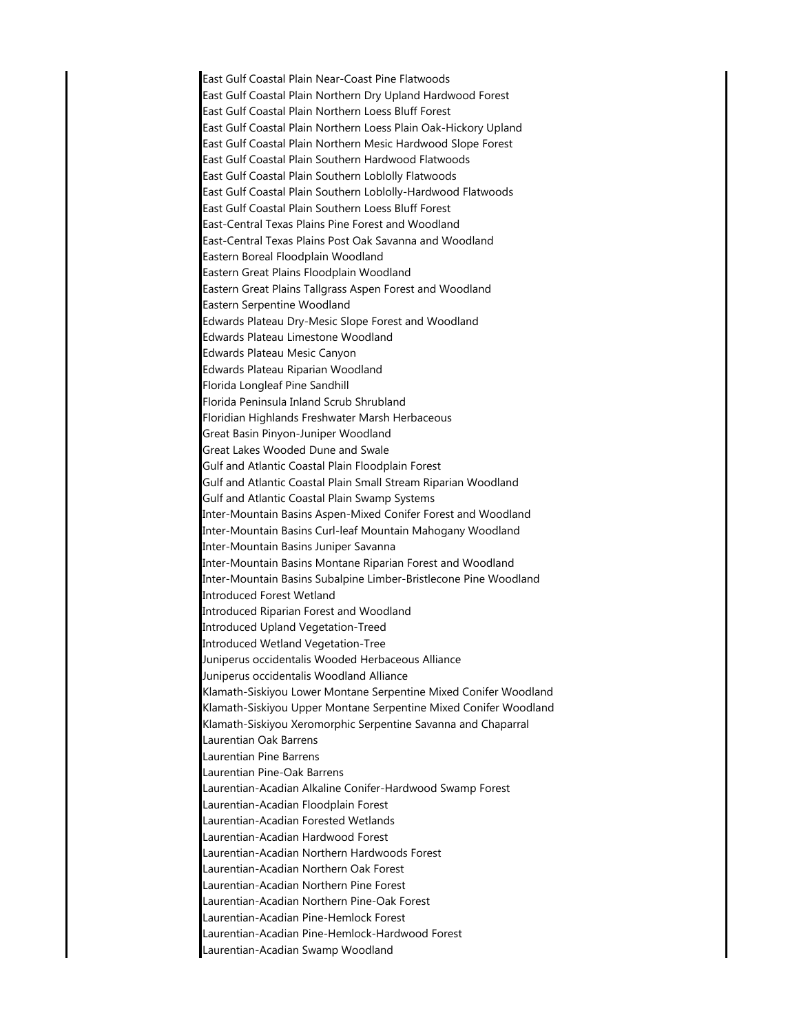East Gulf Coastal Plain Near-Coast Pine Flatwoods
East Gulf Coastal Plain Northern Dry Upland Hardwood Forest
East Gulf Coastal Plain Northern Loess Bluff Forest
East Gulf Coastal Plain Northern Loess Plain Oak-Hickory Upland
East Gulf Coastal Plain Northern Mesic Hardwood Slope Forest
East Gulf Coastal Plain Southern Hardwood Flatwoods
East Gulf Coastal Plain Southern Loblolly Flatwoods
East Gulf Coastal Plain Southern Loblolly-Hardwood Flatwoods
East Gulf Coastal Plain Southern Loess Bluff Forest
East-Central Texas Plains Pine Forest and Woodland
East-Central Texas Plains Post Oak Savanna and Woodland
Eastern Boreal Floodplain Woodland
Eastern Great Plains Floodplain Woodland
Eastern Great Plains Tallgrass Aspen Forest and Woodland
Eastern Serpentine Woodland
Edwards Plateau Dry-Mesic Slope Forest and Woodland
Edwards Plateau Limestone Woodland
Edwards Plateau Mesic Canyon
Edwards Plateau Riparian Woodland
Florida Longleaf Pine Sandhill
Florida Peninsula Inland Scrub Shrubland
Floridian Highlands Freshwater Marsh Herbaceous
Great Basin Pinyon-Juniper Woodland
Great Lakes Wooded Dune and Swale
Gulf and Atlantic Coastal Plain Floodplain Forest
Gulf and Atlantic Coastal Plain Small Stream Riparian Woodland
Gulf and Atlantic Coastal Plain Swamp Systems
Inter-Mountain Basins Aspen-Mixed Conifer Forest and Woodland
Inter-Mountain Basins Curl-leaf Mountain Mahogany Woodland
Inter-Mountain Basins Juniper Savanna
Inter-Mountain Basins Montane Riparian Forest and Woodland
Inter-Mountain Basins Subalpine Limber-Bristlecone Pine Woodland
Introduced Forest Wetland
Introduced Riparian Forest and Woodland
Introduced Upland Vegetation-Treed
Introduced Wetland Vegetation-Tree
Juniperus occidentalis Wooded Herbaceous Alliance
Juniperus occidentalis Woodland Alliance
Klamath-Siskiyou Lower Montane Serpentine Mixed Conifer Woodland
Klamath-Siskiyou Upper Montane Serpentine Mixed Conifer Woodland
Klamath-Siskiyou Xeromorphic Serpentine Savanna and Chaparral
Laurentian Oak Barrens
Laurentian Pine Barrens
Laurentian Pine-Oak Barrens
Laurentian-Acadian Alkaline Conifer-Hardwood Swamp Forest
Laurentian-Acadian Floodplain Forest
Laurentian-Acadian Forested Wetlands
Laurentian-Acadian Hardwood Forest
Laurentian-Acadian Northern Hardwoods Forest
Laurentian-Acadian Northern Oak Forest
Laurentian-Acadian Northern Pine Forest
Laurentian-Acadian Northern Pine-Oak Forest
Laurentian-Acadian Pine-Hemlock Forest
Laurentian-Acadian Pine-Hemlock-Hardwood Forest
Laurentian-Acadian Swamp Woodland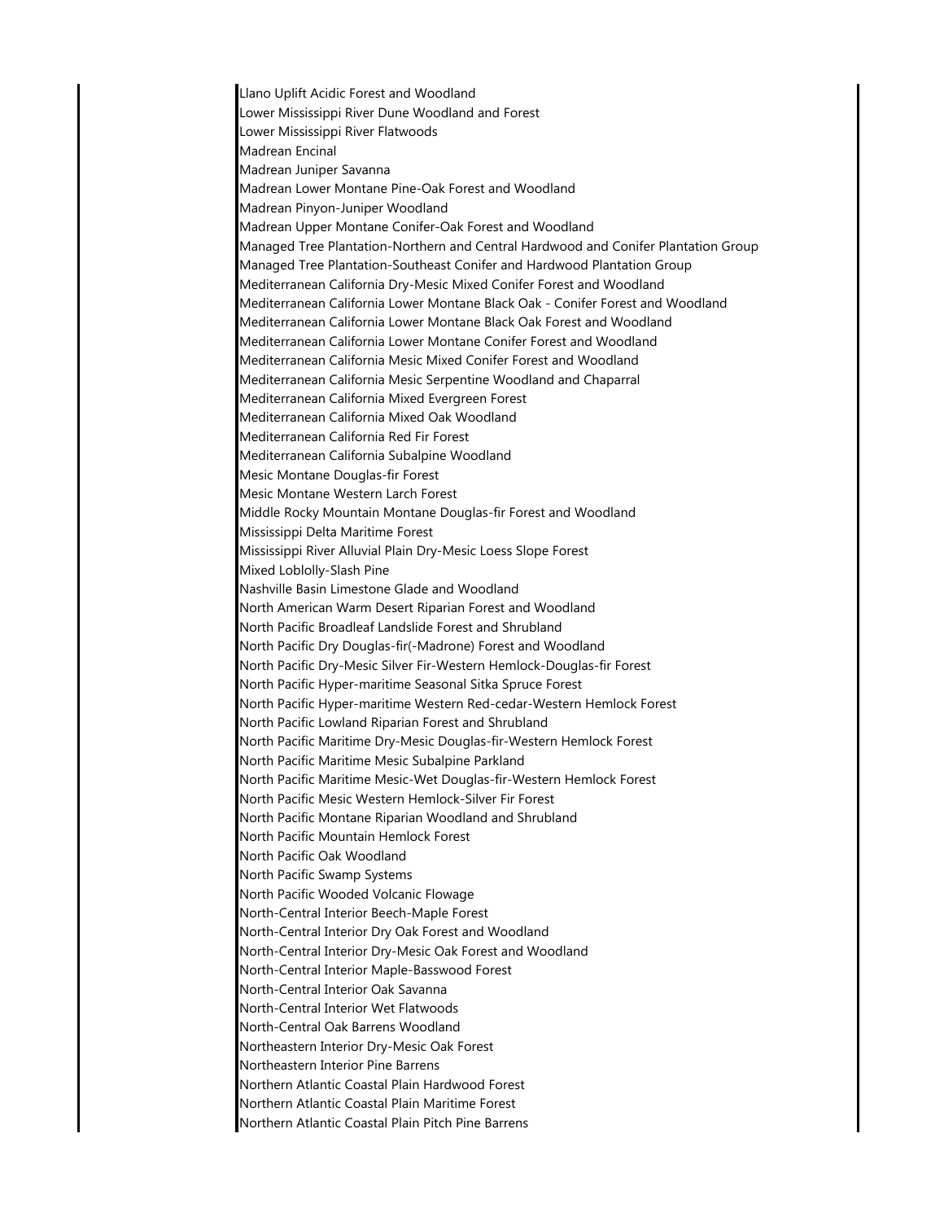Llano Uplift Acidic Forest and Woodland
Lower Mississippi River Dune Woodland and Forest
Lower Mississippi River Flatwoods
Madrean Encinal
Madrean Juniper Savanna
Madrean Lower Montane Pine-Oak Forest and Woodland
Madrean Pinyon-Juniper Woodland
Madrean Upper Montane Conifer-Oak Forest and Woodland
Managed Tree Plantation-Northern and Central Hardwood and Conifer Plantation Group
Managed Tree Plantation-Southeast Conifer and Hardwood Plantation Group
Mediterranean California Dry-Mesic Mixed Conifer Forest and Woodland
Mediterranean California Lower Montane Black Oak - Conifer Forest and Woodland
Mediterranean California Lower Montane Black Oak Forest and Woodland
Mediterranean California Lower Montane Conifer Forest and Woodland
Mediterranean California Mesic Mixed Conifer Forest and Woodland
Mediterranean California Mesic Serpentine Woodland and Chaparral
Mediterranean California Mixed Evergreen Forest
Mediterranean California Mixed Oak Woodland
Mediterranean California Red Fir Forest
Mediterranean California Subalpine Woodland
Mesic Montane Douglas-fir Forest
Mesic Montane Western Larch Forest
Middle Rocky Mountain Montane Douglas-fir Forest and Woodland
Mississippi Delta Maritime Forest
Mississippi River Alluvial Plain Dry-Mesic Loess Slope Forest
Mixed Loblolly-Slash Pine
Nashville Basin Limestone Glade and Woodland
North American Warm Desert Riparian Forest and Woodland
North Pacific Broadleaf Landslide Forest and Shrubland
North Pacific Dry Douglas-fir(-Madrone) Forest and Woodland
North Pacific Dry-Mesic Silver Fir-Western Hemlock-Douglas-fir Forest
North Pacific Hyper-maritime Seasonal Sitka Spruce Forest
North Pacific Hyper-maritime Western Red-cedar-Western Hemlock Forest
North Pacific Lowland Riparian Forest and Shrubland
North Pacific Maritime Dry-Mesic Douglas-fir-Western Hemlock Forest
North Pacific Maritime Mesic Subalpine Parkland
North Pacific Maritime Mesic-Wet Douglas-fir-Western Hemlock Forest
North Pacific Mesic Western Hemlock-Silver Fir Forest
North Pacific Montane Riparian Woodland and Shrubland
North Pacific Mountain Hemlock Forest
North Pacific Oak Woodland
North Pacific Swamp Systems
North Pacific Wooded Volcanic Flowage
North-Central Interior Beech-Maple Forest
North-Central Interior Dry Oak Forest and Woodland
North-Central Interior Dry-Mesic Oak Forest and Woodland
North-Central Interior Maple-Basswood Forest
North-Central Interior Oak Savanna
North-Central Interior Wet Flatwoods
North-Central Oak Barrens Woodland
Northeastern Interior Dry-Mesic Oak Forest
Northeastern Interior Pine Barrens
Northern Atlantic Coastal Plain Hardwood Forest
Northern Atlantic Coastal Plain Maritime Forest
Northern Atlantic Coastal Plain Pitch Pine Barrens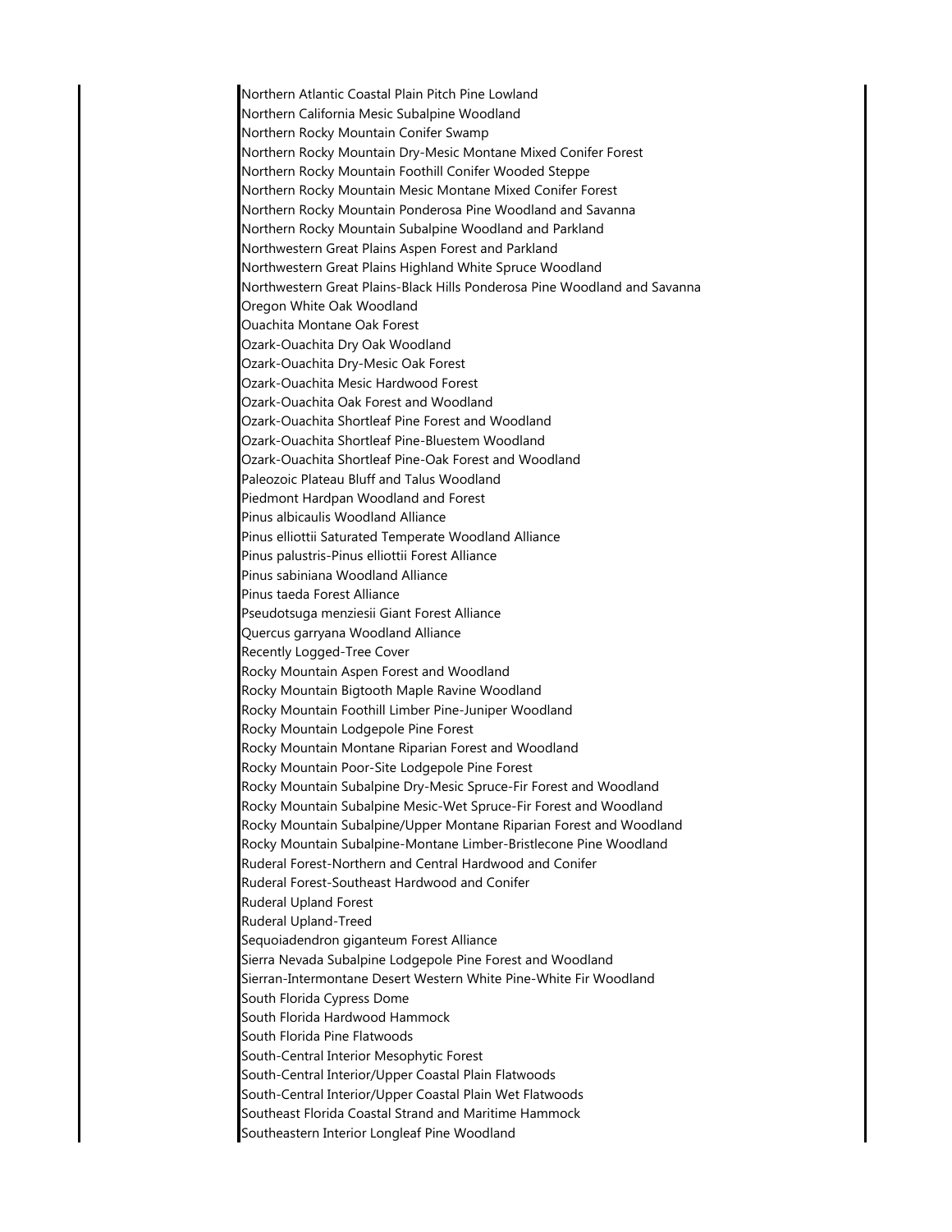Northern Atlantic Coastal Plain Pitch Pine Lowland
Northern California Mesic Subalpine Woodland
Northern Rocky Mountain Conifer Swamp
Northern Rocky Mountain Dry-Mesic Montane Mixed Conifer Forest
Northern Rocky Mountain Foothill Conifer Wooded Steppe
Northern Rocky Mountain Mesic Montane Mixed Conifer Forest
Northern Rocky Mountain Ponderosa Pine Woodland and Savanna
Northern Rocky Mountain Subalpine Woodland and Parkland
Northwestern Great Plains Aspen Forest and Parkland
Northwestern Great Plains Highland White Spruce Woodland
Northwestern Great Plains-Black Hills Ponderosa Pine Woodland and Savanna
Oregon White Oak Woodland
Ouachita Montane Oak Forest
Ozark-Ouachita Dry Oak Woodland
Ozark-Ouachita Dry-Mesic Oak Forest
Ozark-Ouachita Mesic Hardwood Forest
Ozark-Ouachita Oak Forest and Woodland
Ozark-Ouachita Shortleaf Pine Forest and Woodland
Ozark-Ouachita Shortleaf Pine-Bluestem Woodland
Ozark-Ouachita Shortleaf Pine-Oak Forest and Woodland
Paleozoic Plateau Bluff and Talus Woodland
Piedmont Hardpan Woodland and Forest
Pinus albicaulis Woodland Alliance
Pinus elliottii Saturated Temperate Woodland Alliance
Pinus palustris-Pinus elliottii Forest Alliance
Pinus sabiniana Woodland Alliance
Pinus taeda Forest Alliance
Pseudotsuga menziesii Giant Forest Alliance
Quercus garryana Woodland Alliance
Recently Logged-Tree Cover
Rocky Mountain Aspen Forest and Woodland
Rocky Mountain Bigtooth Maple Ravine Woodland
Rocky Mountain Foothill Limber Pine-Juniper Woodland
Rocky Mountain Lodgepole Pine Forest
Rocky Mountain Montane Riparian Forest and Woodland
Rocky Mountain Poor-Site Lodgepole Pine Forest
Rocky Mountain Subalpine Dry-Mesic Spruce-Fir Forest and Woodland
Rocky Mountain Subalpine Mesic-Wet Spruce-Fir Forest and Woodland
Rocky Mountain Subalpine/Upper Montane Riparian Forest and Woodland
Rocky Mountain Subalpine-Montane Limber-Bristlecone Pine Woodland
Ruderal Forest-Northern and Central Hardwood and Conifer
Ruderal Forest-Southeast Hardwood and Conifer
Ruderal Upland Forest
Ruderal Upland-Treed
Sequoiadendron giganteum Forest Alliance
Sierra Nevada Subalpine Lodgepole Pine Forest and Woodland
Sierran-Intermontane Desert Western White Pine-White Fir Woodland
South Florida Cypress Dome
South Florida Hardwood Hammock
South Florida Pine Flatwoods
South-Central Interior Mesophytic Forest
South-Central Interior/Upper Coastal Plain Flatwoods
South-Central Interior/Upper Coastal Plain Wet Flatwoods
Southeast Florida Coastal Strand and Maritime Hammock
Southeastern Interior Longleaf Pine Woodland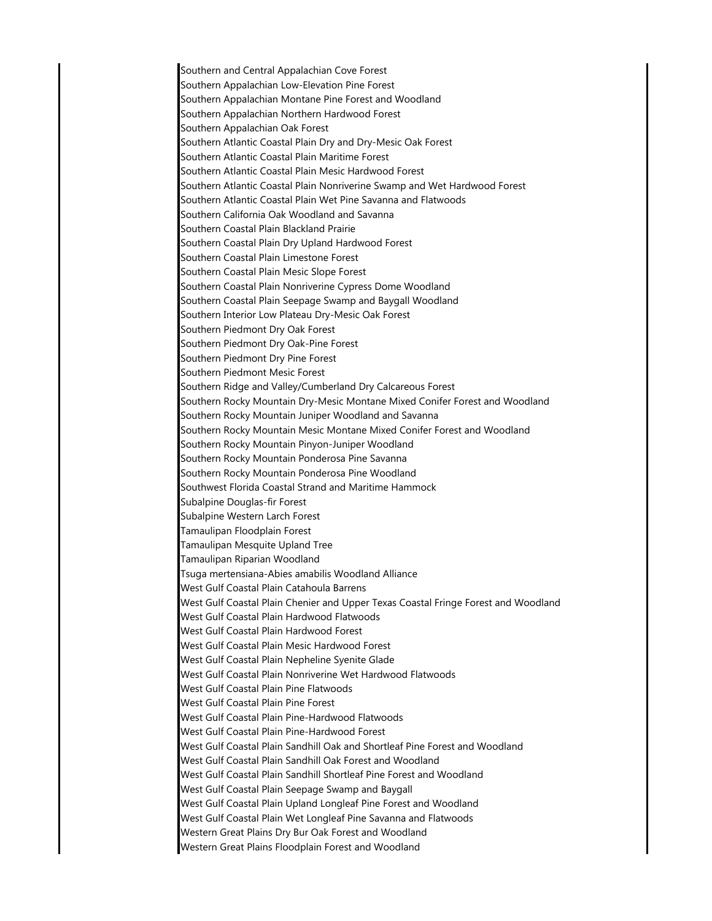Southern and Central Appalachian Cove Forest
Southern Appalachian Low-Elevation Pine Forest
Southern Appalachian Montane Pine Forest and Woodland
Southern Appalachian Northern Hardwood Forest
Southern Appalachian Oak Forest
Southern Atlantic Coastal Plain Dry and Dry-Mesic Oak Forest
Southern Atlantic Coastal Plain Maritime Forest
Southern Atlantic Coastal Plain Mesic Hardwood Forest
Southern Atlantic Coastal Plain Nonriverine Swamp and Wet Hardwood Forest
Southern Atlantic Coastal Plain Wet Pine Savanna and Flatwoods
Southern California Oak Woodland and Savanna
Southern Coastal Plain Blackland Prairie
Southern Coastal Plain Dry Upland Hardwood Forest
Southern Coastal Plain Limestone Forest
Southern Coastal Plain Mesic Slope Forest
Southern Coastal Plain Nonriverine Cypress Dome Woodland
Southern Coastal Plain Seepage Swamp and Baygall Woodland
Southern Interior Low Plateau Dry-Mesic Oak Forest
Southern Piedmont Dry Oak Forest
Southern Piedmont Dry Oak-Pine Forest
Southern Piedmont Dry Pine Forest
Southern Piedmont Mesic Forest
Southern Ridge and Valley/Cumberland Dry Calcareous Forest
Southern Rocky Mountain Dry-Mesic Montane Mixed Conifer Forest and Woodland
Southern Rocky Mountain Juniper Woodland and Savanna
Southern Rocky Mountain Mesic Montane Mixed Conifer Forest and Woodland
Southern Rocky Mountain Pinyon-Juniper Woodland
Southern Rocky Mountain Ponderosa Pine Savanna
Southern Rocky Mountain Ponderosa Pine Woodland
Southwest Florida Coastal Strand and Maritime Hammock
Subalpine Douglas-fir Forest
Subalpine Western Larch Forest
Tamaulipan Floodplain Forest
Tamaulipan Mesquite Upland Tree
Tamaulipan Riparian Woodland
Tsuga mertensiana-Abies amabilis Woodland Alliance
West Gulf Coastal Plain Catahoula Barrens
West Gulf Coastal Plain Chenier and Upper Texas Coastal Fringe Forest and Woodland
West Gulf Coastal Plain Hardwood Flatwoods
West Gulf Coastal Plain Hardwood Forest
West Gulf Coastal Plain Mesic Hardwood Forest
West Gulf Coastal Plain Nepheline Syenite Glade
West Gulf Coastal Plain Nonriverine Wet Hardwood Flatwoods
West Gulf Coastal Plain Pine Flatwoods
West Gulf Coastal Plain Pine Forest
West Gulf Coastal Plain Pine-Hardwood Flatwoods
West Gulf Coastal Plain Pine-Hardwood Forest
West Gulf Coastal Plain Sandhill Oak and Shortleaf Pine Forest and Woodland
West Gulf Coastal Plain Sandhill Oak Forest and Woodland
West Gulf Coastal Plain Sandhill Shortleaf Pine Forest and Woodland
West Gulf Coastal Plain Seepage Swamp and Baygall
West Gulf Coastal Plain Upland Longleaf Pine Forest and Woodland
West Gulf Coastal Plain Wet Longleaf Pine Savanna and Flatwoods
Western Great Plains Dry Bur Oak Forest and Woodland
Western Great Plains Floodplain Forest and Woodland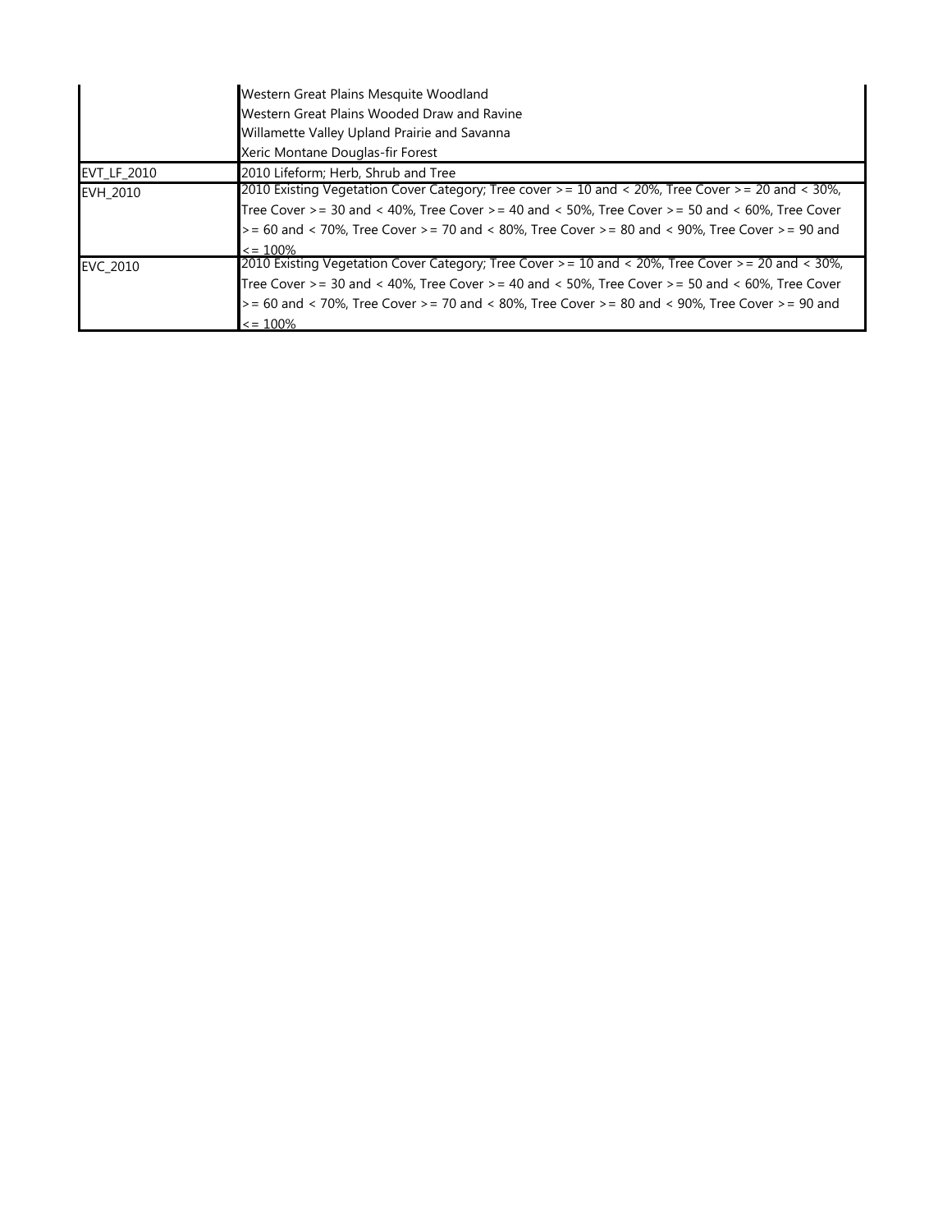| | |
|---|---|
| | Western Great Plains Mesquite Woodland<br>Western Great Plains Wooded Draw and Ravine<br>Willamette Valley Upland Prairie and Savanna<br>Xeric Montane Douglas-fir Forest |
| EVT_LF_2010 | 2010 Lifeform; Herb, Shrub and Tree |
| EVH_2010 | 2010 Existing Vegetation Cover Category; Tree cover >= 10 and < 20%, Tree Cover >= 20 and < 30%, Tree Cover >= 30 and < 40%, Tree Cover >= 40 and < 50%, Tree Cover >= 50 and < 60%, Tree Cover >= 60 and < 70%, Tree Cover >= 70 and < 80%, Tree Cover >= 80 and < 90%, Tree Cover >= 90 and <= 100% |
| EVC_2010 | 2010 Existing Vegetation Cover Category; Tree Cover >= 10 and < 20%, Tree Cover >= 20 and < 30%, Tree Cover >= 30 and < 40%, Tree Cover >= 40 and < 50%, Tree Cover >= 50 and < 60%, Tree Cover >= 60 and < 70%, Tree Cover >= 70 and < 80%, Tree Cover >= 80 and < 90%, Tree Cover >= 90 and <= 100% |